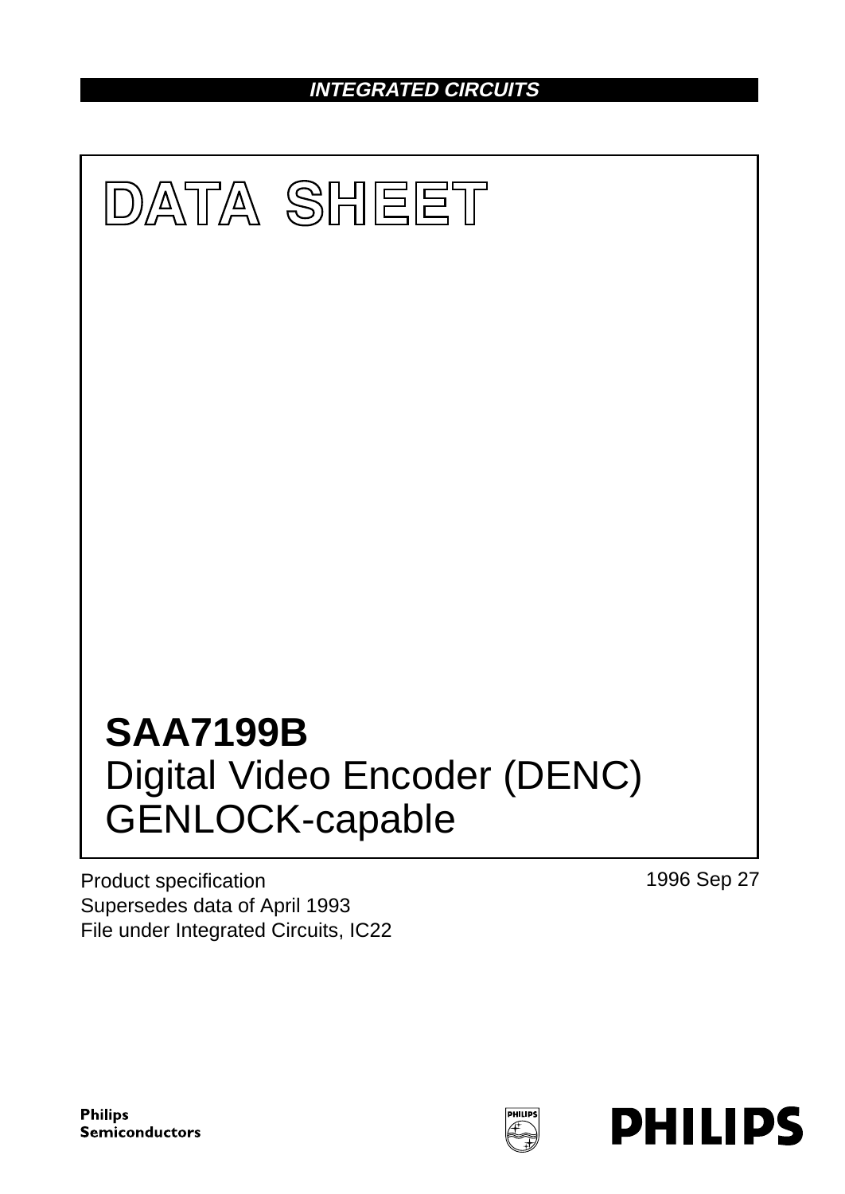INTEGRATED CIRCUITS

# DATA SHEET

# SAA7199B
## Digital Video Encoder (DENC) GENLOCK-capable

Product specification
Supersedes data of April 1993
File under Integrated Circuits, IC22

1996 Sep 27

Philips Semiconductors

PHILIPS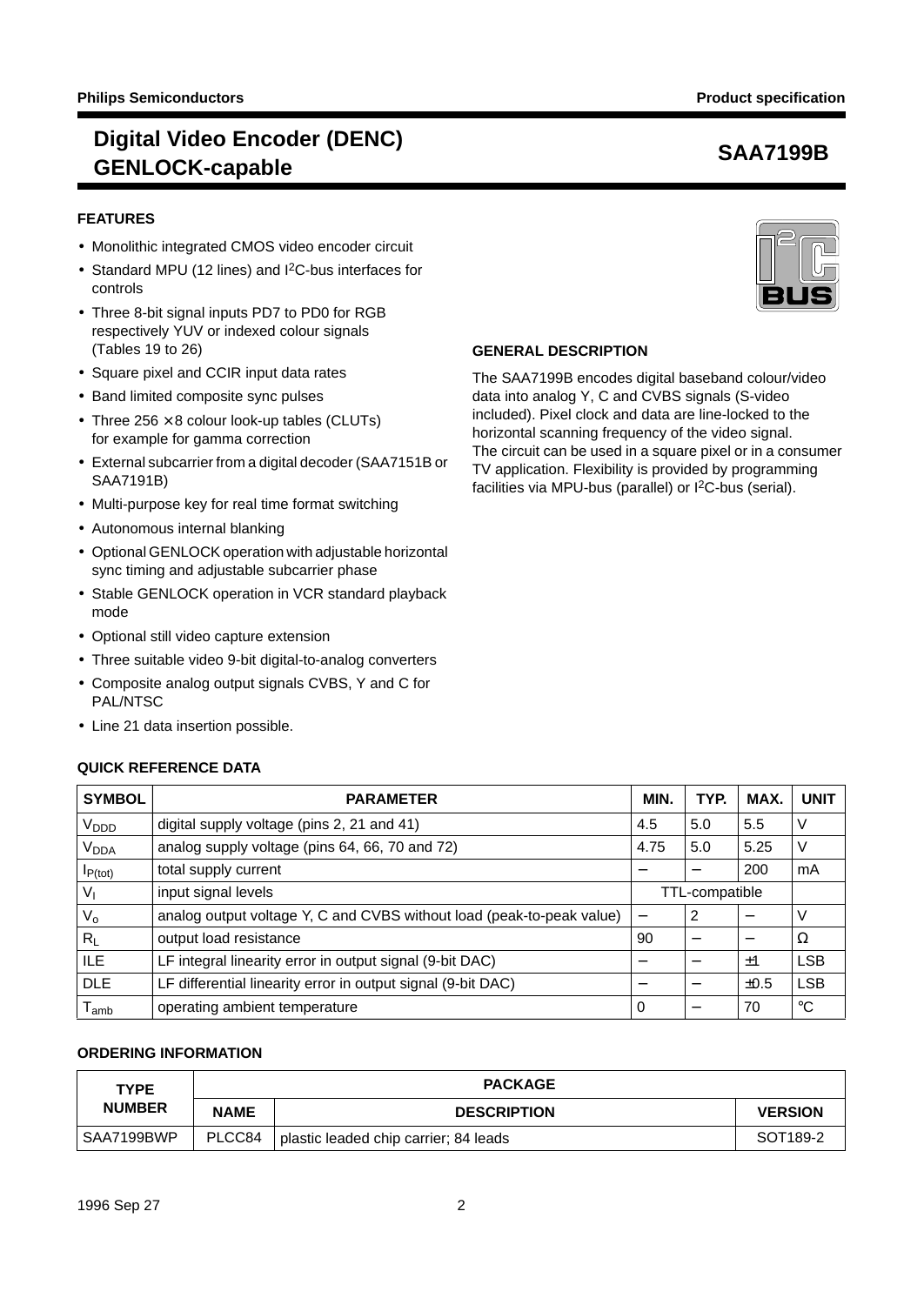# Digital Video Encoder (DENC) GENLOCK-capable

# SAA7199B

## FEATURES

- Monolithic integrated CMOS video encoder circuit
- Standard MPU (12 lines) and I$^2$C-bus interfaces for controls
- Three 8-bit signal inputs PD7 to PD0 for RGB respectively YUV or indexed colour signals (Tables 19 to 26)
- Square pixel and CCIR input data rates
- Band limited composite sync pulses
- Three 256 × 8 colour look-up tables (CLUTs) for example for gamma correction
- External subcarrier from a digital decoder (SAA7151B or SAA7191B)
- Multi-purpose key for real time format switching
- Autonomous internal blanking
- Optional GENLOCK operation with adjustable horizontal sync timing and adjustable subcarrier phase
- Stable GENLOCK operation in VCR standard playback mode
- Optional still video capture extension
- Three suitable video 9-bit digital-to-analog converters
- Composite analog output signals CVBS, Y and C for PAL/NTSC
- Line 21 data insertion possible.

## GENERAL DESCRIPTION

The SAA7199B encodes digital baseband colour/video data into analog Y, C and CVBS signals (S-video included). Pixel clock and data are line-locked to the horizontal scanning frequency of the video signal. The circuit can be used in a square pixel or in a consumer TV application. Flexibility is provided by programming facilities via MPU-bus (parallel) or I$^2$C-bus (serial).

## QUICK REFERENCE DATA

| SYMBOL | PARAMETER | MIN. | TYP. | MAX. | UNIT |
|---|---|---|---|---|---|
| $V_{DDD}$ | digital supply voltage (pins 2, 21 and 41) | 4.5 | 5.0 | 5.5 | V |
| $V_{DDA}$ | analog supply voltage (pins 64, 66, 70 and 72) | 4.75 | 5.0 | 5.25 | V |
| $I_{P(tot)}$ | total supply current | – | – | 200 | mA |
| $V_I$ | input signal levels | TTL-compatible | | | |
| $V_o$ | analog output voltage Y, C and CVBS without load (peak-to-peak value) | – | 2 | – | V |
| $R_L$ | output load resistance | 90 | – | – | Ω |
| ILE | LF integral linearity error in output signal (9-bit DAC) | – | – | ±1 | LSB |
| DLE | LF differential linearity error in output signal (9-bit DAC) | – | – | ±0.5 | LSB |
| $T_{amb}$ | operating ambient temperature | 0 | – | 70 | °C |

## ORDERING INFORMATION

| TYPE NUMBER | PACKAGE | | |
|---|---|---|---|
| | NAME | DESCRIPTION | VERSION |
| SAA7199BWP | PLCC84 | plastic leaded chip carrier; 84 leads | SOT189-2 |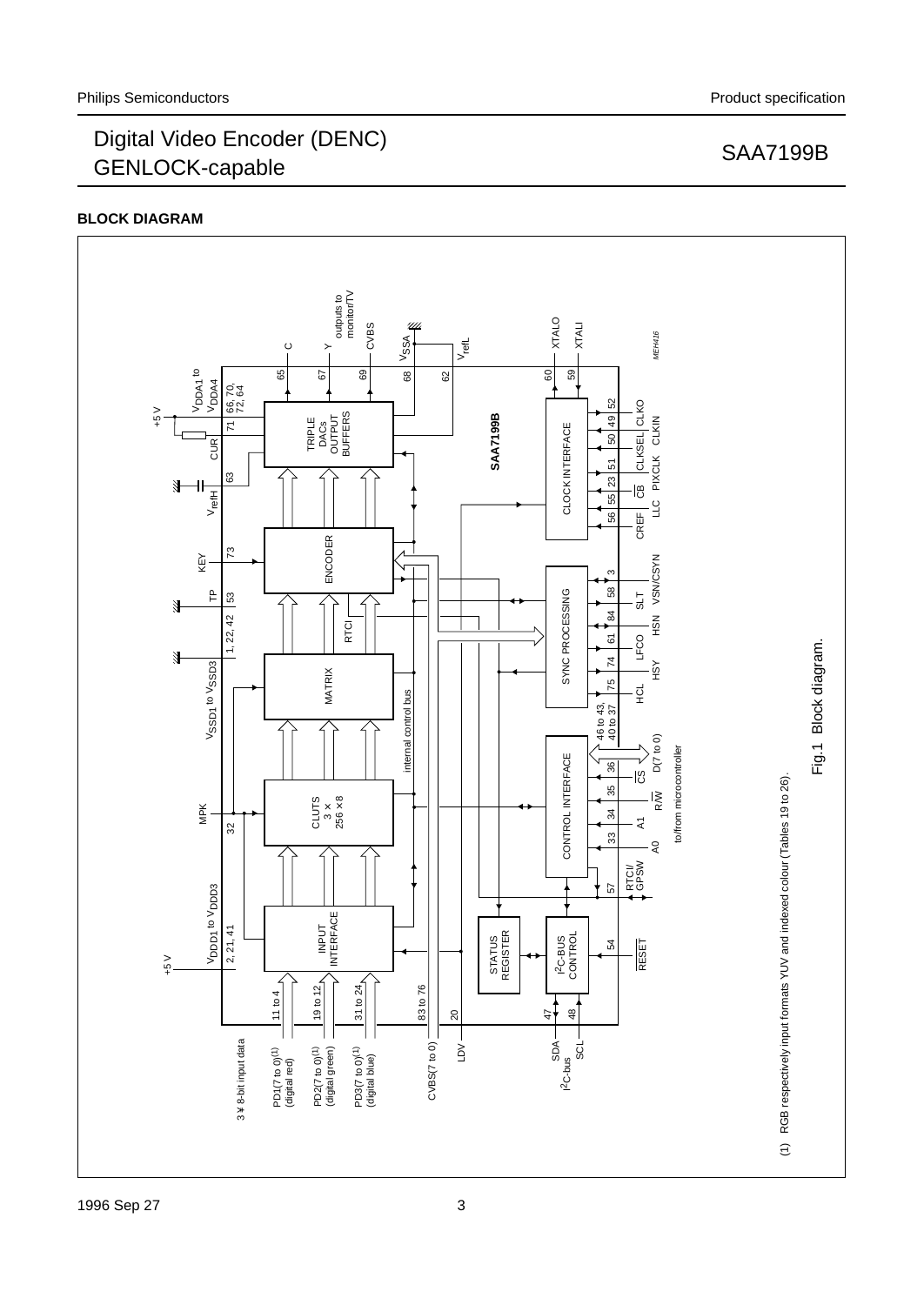## BLOCK DIAGRAM

(1) RGB respectively input formats YUV and indexed colour (Tables 19 to 26).

Fig.1 Block diagram.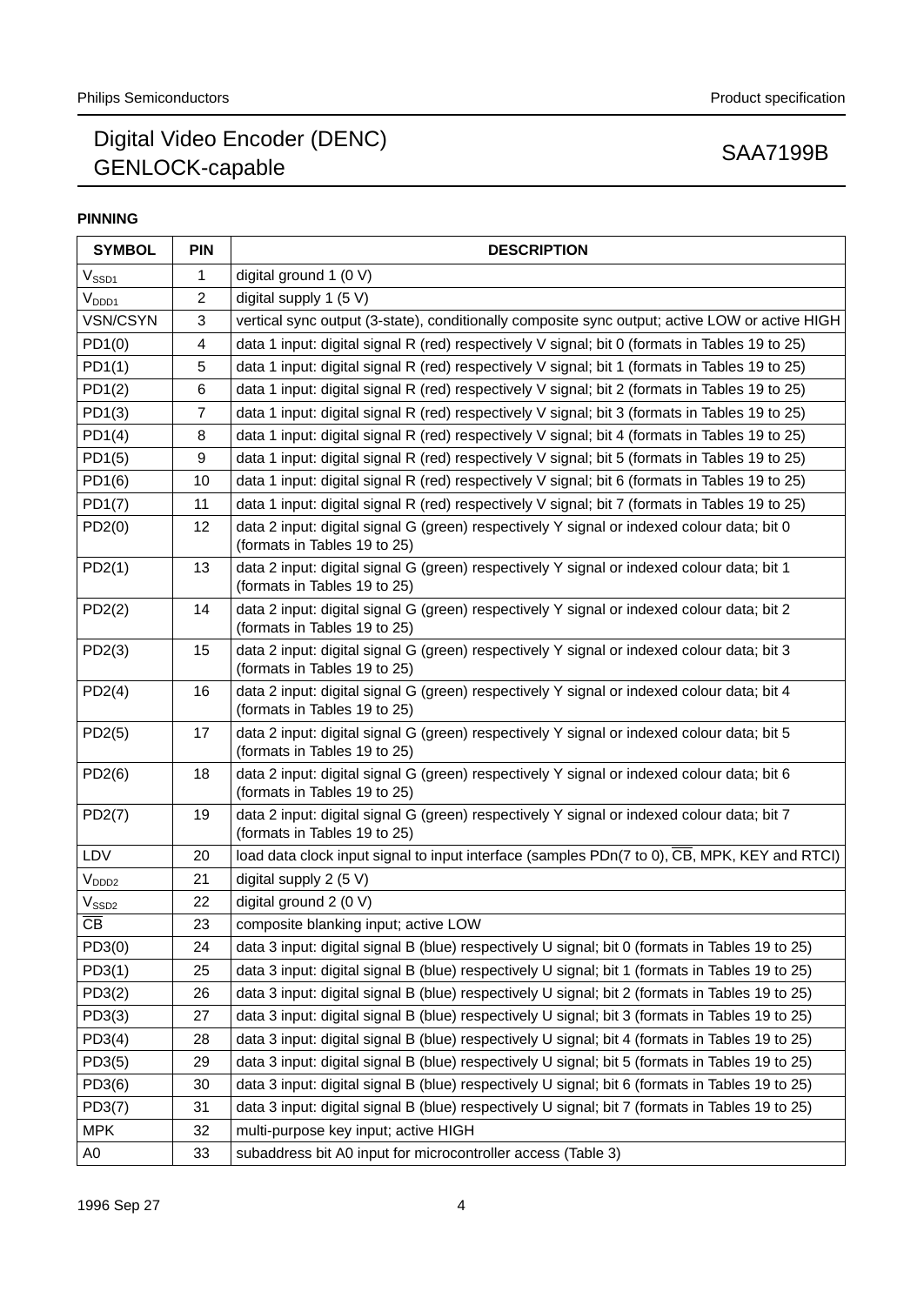## PINNING

| SYMBOL | PIN | DESCRIPTION |
|---|---|---|
| $V_{SSD1}$ | 1 | digital ground 1 (0 V) |
| $V_{DDD1}$ | 2 | digital supply 1 (5 V) |
| VSN/CSYN | 3 | vertical sync output (3-state), conditionally composite sync output; active LOW or active HIGH |
| PD1(0) | 4 | data 1 input: digital signal R (red) respectively V signal; bit 0 (formats in Tables 19 to 25) |
| PD1(1) | 5 | data 1 input: digital signal R (red) respectively V signal; bit 1 (formats in Tables 19 to 25) |
| PD1(2) | 6 | data 1 input: digital signal R (red) respectively V signal; bit 2 (formats in Tables 19 to 25) |
| PD1(3) | 7 | data 1 input: digital signal R (red) respectively V signal; bit 3 (formats in Tables 19 to 25) |
| PD1(4) | 8 | data 1 input: digital signal R (red) respectively V signal; bit 4 (formats in Tables 19 to 25) |
| PD1(5) | 9 | data 1 input: digital signal R (red) respectively V signal; bit 5 (formats in Tables 19 to 25) |
| PD1(6) | 10 | data 1 input: digital signal R (red) respectively V signal; bit 6 (formats in Tables 19 to 25) |
| PD1(7) | 11 | data 1 input: digital signal R (red) respectively V signal; bit 7 (formats in Tables 19 to 25) |
| PD2(0) | 12 | data 2 input: digital signal G (green) respectively Y signal or indexed colour data; bit 0 (formats in Tables 19 to 25) |
| PD2(1) | 13 | data 2 input: digital signal G (green) respectively Y signal or indexed colour data; bit 1 (formats in Tables 19 to 25) |
| PD2(2) | 14 | data 2 input: digital signal G (green) respectively Y signal or indexed colour data; bit 2 (formats in Tables 19 to 25) |
| PD2(3) | 15 | data 2 input: digital signal G (green) respectively Y signal or indexed colour data; bit 3 (formats in Tables 19 to 25) |
| PD2(4) | 16 | data 2 input: digital signal G (green) respectively Y signal or indexed colour data; bit 4 (formats in Tables 19 to 25) |
| PD2(5) | 17 | data 2 input: digital signal G (green) respectively Y signal or indexed colour data; bit 5 (formats in Tables 19 to 25) |
| PD2(6) | 18 | data 2 input: digital signal G (green) respectively Y signal or indexed colour data; bit 6 (formats in Tables 19 to 25) |
| PD2(7) | 19 | data 2 input: digital signal G (green) respectively Y signal or indexed colour data; bit 7 (formats in Tables 19 to 25) |
| LDV | 20 | load data clock input signal to input interface (samples PDn(7 to 0), $\overline{CB}$, MPK, KEY and RTCI) |
| $V_{DDD2}$ | 21 | digital supply 2 (5 V) |
| $V_{SSD2}$ | 22 | digital ground 2 (0 V) |
| $\overline{CB}$ | 23 | composite blanking input; active LOW |
| PD3(0) | 24 | data 3 input: digital signal B (blue) respectively U signal; bit 0 (formats in Tables 19 to 25) |
| PD3(1) | 25 | data 3 input: digital signal B (blue) respectively U signal; bit 1 (formats in Tables 19 to 25) |
| PD3(2) | 26 | data 3 input: digital signal B (blue) respectively U signal; bit 2 (formats in Tables 19 to 25) |
| PD3(3) | 27 | data 3 input: digital signal B (blue) respectively U signal; bit 3 (formats in Tables 19 to 25) |
| PD3(4) | 28 | data 3 input: digital signal B (blue) respectively U signal; bit 4 (formats in Tables 19 to 25) |
| PD3(5) | 29 | data 3 input: digital signal B (blue) respectively U signal; bit 5 (formats in Tables 19 to 25) |
| PD3(6) | 30 | data 3 input: digital signal B (blue) respectively U signal; bit 6 (formats in Tables 19 to 25) |
| PD3(7) | 31 | data 3 input: digital signal B (blue) respectively U signal; bit 7 (formats in Tables 19 to 25) |
| MPK | 32 | multi-purpose key input; active HIGH |
| A0 | 33 | subaddress bit A0 input for microcontroller access (Table 3) |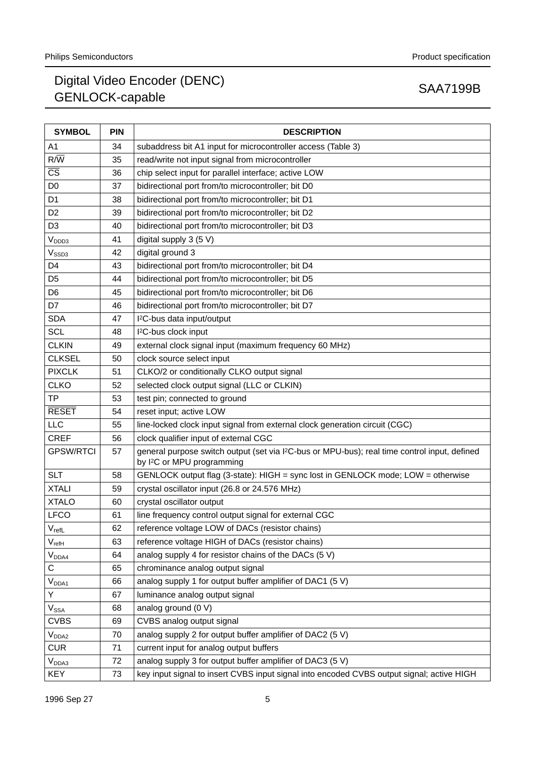| SYMBOL | PIN | DESCRIPTION |
|---|---|---|
| A1 | 34 | subaddress bit A1 input for microcontroller access (Table 3) |
| R/$\overline{W}$ | 35 | read/write not input signal from microcontroller |
| $\overline{CS}$ | 36 | chip select input for parallel interface; active LOW |
| D0 | 37 | bidirectional port from/to microcontroller; bit D0 |
| D1 | 38 | bidirectional port from/to microcontroller; bit D1 |
| D2 | 39 | bidirectional port from/to microcontroller; bit D2 |
| D3 | 40 | bidirectional port from/to microcontroller; bit D3 |
| $V_{DDD3}$ | 41 | digital supply 3 (5 V) |
| $V_{SSD3}$ | 42 | digital ground 3 |
| D4 | 43 | bidirectional port from/to microcontroller; bit D4 |
| D5 | 44 | bidirectional port from/to microcontroller; bit D5 |
| D6 | 45 | bidirectional port from/to microcontroller; bit D6 |
| D7 | 46 | bidirectional port from/to microcontroller; bit D7 |
| SDA | 47 | I²C-bus data input/output |
| SCL | 48 | I²C-bus clock input |
| CLKIN | 49 | external clock signal input (maximum frequency 60 MHz) |
| CLKSEL | 50 | clock source select input |
| PIXCLK | 51 | CLKO/2 or conditionally CLKO output signal |
| CLKO | 52 | selected clock output signal (LLC or CLKIN) |
| TP | 53 | test pin; connected to ground |
| $\overline{RESET}$ | 54 | reset input; active LOW |
| LLC | 55 | line-locked clock input signal from external clock generation circuit (CGC) |
| CREF | 56 | clock qualifier input of external CGC |
| GPSW/RTCI | 57 | general purpose switch output (set via I²C-bus or MPU-bus); real time control input, defined by I²C or MPU programming |
| SLT | 58 | GENLOCK output flag (3-state): HIGH = sync lost in GENLOCK mode; LOW = otherwise |
| XTALI | 59 | crystal oscillator input (26.8 or 24.576 MHz) |
| XTALO | 60 | crystal oscillator output |
| LFCO | 61 | line frequency control output signal for external CGC |
| $V_{refL}$ | 62 | reference voltage LOW of DACs (resistor chains) |
| $V_{refH}$ | 63 | reference voltage HIGH of DACs (resistor chains) |
| $V_{DDA4}$ | 64 | analog supply 4 for resistor chains of the DACs (5 V) |
| C | 65 | chrominance analog output signal |
| $V_{DDA1}$ | 66 | analog supply 1 for output buffer amplifier of DAC1 (5 V) |
| Y | 67 | luminance analog output signal |
| $V_{SSA}$ | 68 | analog ground (0 V) |
| CVBS | 69 | CVBS analog output signal |
| $V_{DDA2}$ | 70 | analog supply 2 for output buffer amplifier of DAC2 (5 V) |
| CUR | 71 | current input for analog output buffers |
| $V_{DDA3}$ | 72 | analog supply 3 for output buffer amplifier of DAC3 (5 V) |
| KEY | 73 | key input signal to insert CVBS input signal into encoded CVBS output signal; active HIGH |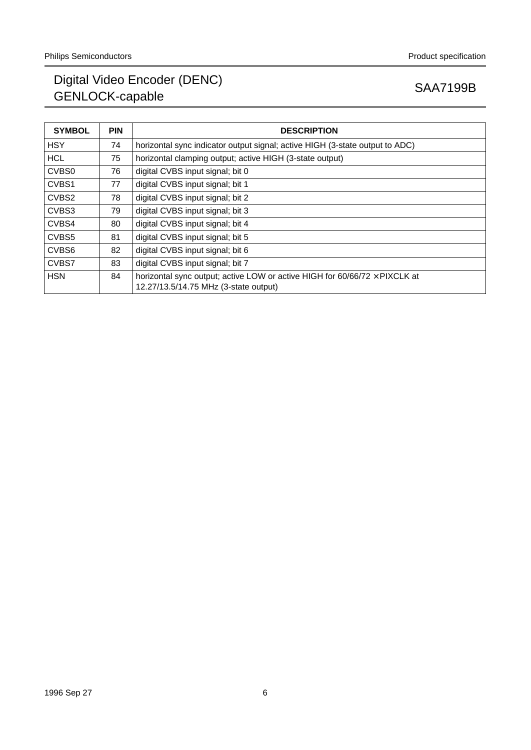| SYMBOL | PIN | DESCRIPTION |
|---|---|---|
| HSY | 74 | horizontal sync indicator output signal; active HIGH (3-state output to ADC) |
| HCL | 75 | horizontal clamping output; active HIGH (3-state output) |
| CVBS0 | 76 | digital CVBS input signal; bit 0 |
| CVBS1 | 77 | digital CVBS input signal; bit 1 |
| CVBS2 | 78 | digital CVBS input signal; bit 2 |
| CVBS3 | 79 | digital CVBS input signal; bit 3 |
| CVBS4 | 80 | digital CVBS input signal; bit 4 |
| CVBS5 | 81 | digital CVBS input signal; bit 5 |
| CVBS6 | 82 | digital CVBS input signal; bit 6 |
| CVBS7 | 83 | digital CVBS input signal; bit 7 |
| HSN | 84 | horizontal sync output; active LOW or active HIGH for 60/66/72 × PIXCLK at 12.27/13.5/14.75 MHz (3-state output) |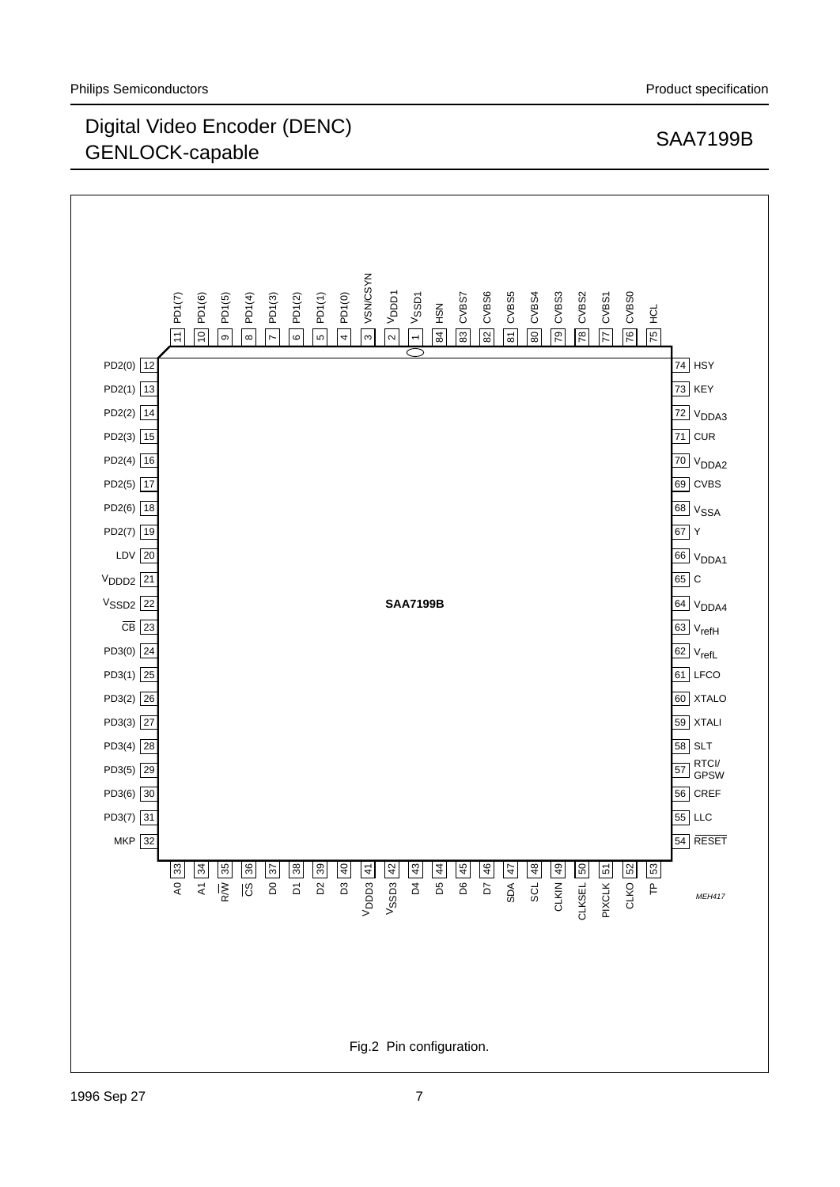| Pin | Symbol | Pin | Symbol | Pin | Symbol | Pin | Symbol |
|---|---|---|---|---|---|---|---|
| 1 | $V_{SSD1}$ | 22 | $V_{SSD2}$ | 43 | D4 | 64 | $V_{DDA4}$ |
| 2 | $V_{DDD1}$ | 23 | $\overline{CB}$ | 44 | D5 | 65 | C |
| 3 | VSN/CSYN | 24 | PD3(0) | 45 | D6 | 66 | $V_{DDA1}$ |
| 4 | PD1(0) | 25 | PD3(1) | 46 | D7 | 67 | Y |
| 5 | PD1(1) | 26 | PD3(2) | 47 | SDA | 68 | $V_{SSA}$ |
| 6 | PD1(2) | 27 | PD3(3) | 48 | SCL | 69 | CVBS |
| 7 | PD1(3) | 28 | PD3(4) | 49 | CLKIN | 70 | $V_{DDA2}$ |
| 8 | PD1(4) | 29 | PD3(5) | 50 | CLKSEL | 71 | CUR |
| 9 | PD1(5) | 30 | PD3(6) | 51 | PIXCLK | 72 | $V_{DDA3}$ |
| 10 | PD1(6) | 31 | PD3(7) | 52 | CLKO | 73 | KEY |
| 11 | PD1(7) | 32 | MKP | 53 | TP | 74 | HSY |
| 12 | PD2(0) | 33 | A0 | 54 | $\overline{RESET}$ | 75 | HCL |
| 13 | PD2(1) | 34 | A1 | 55 | LLC | 76 | CVBS0 |
| 14 | PD2(2) | 35 | $R/\overline{W}$ | 56 | CREF | 77 | CVBS1 |
| 15 | PD2(3) | 36 | $\overline{CS}$ | 57 | RTCI/GPSW | 78 | CVBS2 |
| 16 | PD2(4) | 37 | D0 | 58 | SLT | 79 | CVBS3 |
| 17 | PD2(5) | 38 | D1 | 59 | XTALI | 80 | CVBS4 |
| 18 | PD2(6) | 39 | D2 | 60 | XTALO | 81 | CVBS5 |
| 19 | PD2(7) | 40 | D3 | 61 | LFCO | 82 | CVBS6 |
| 20 | LDV | 41 | $V_{DDD3}$ | 62 | $V_{refL}$ | 83 | CVBS7 |
| 21 | $V_{DDD2}$ | 42 | $V_{SSD3}$ | 63 | $V_{refH}$ | 84 | HSN |

SAA7199B

MEH417

Fig.2 Pin configuration.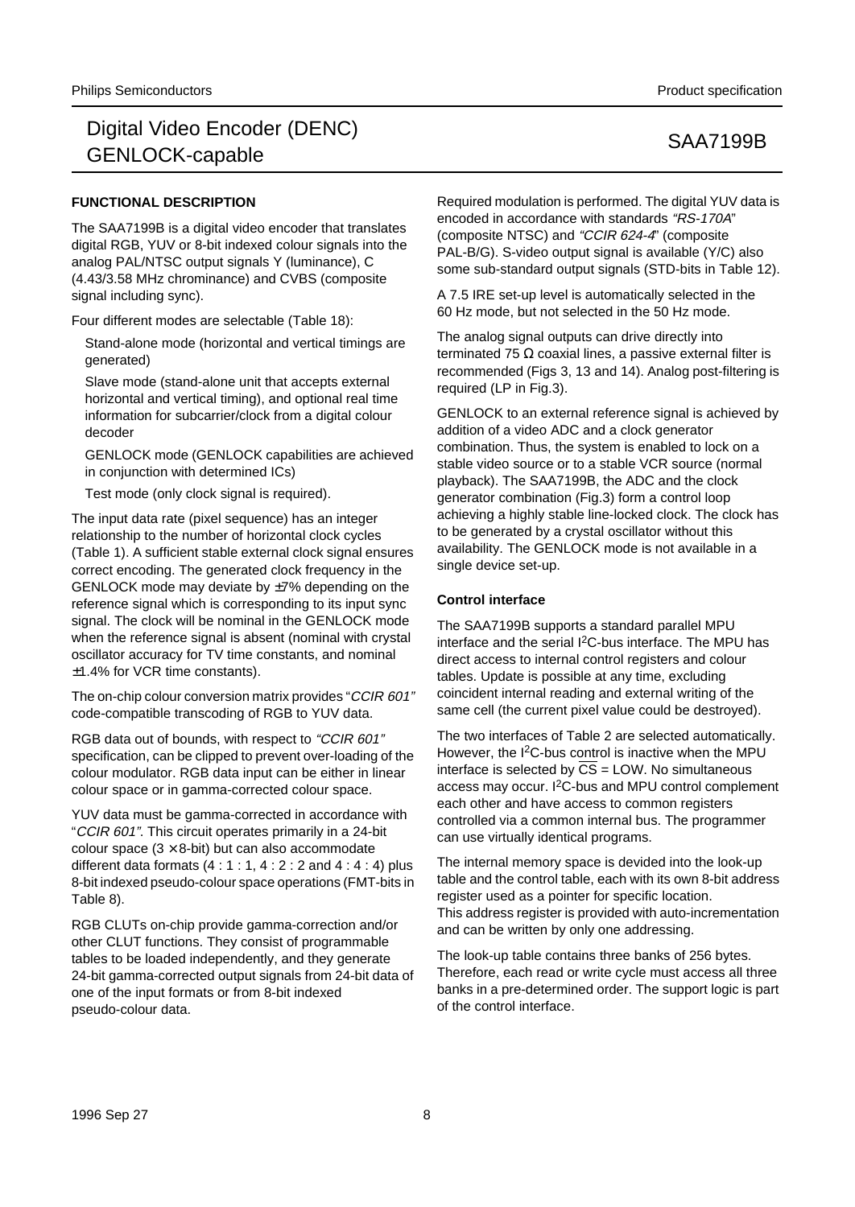## FUNCTIONAL DESCRIPTION

The SAA7199B is a digital video encoder that translates digital RGB, YUV or 8-bit indexed colour signals into the analog PAL/NTSC output signals Y (luminance), C (4.43/3.58 MHz chrominance) and CVBS (composite signal including sync).

Four different modes are selectable (Table 18):

- Stand-alone mode (horizontal and vertical timings are generated)
- Slave mode (stand-alone unit that accepts external horizontal and vertical timing), and optional real time information for subcarrier/clock from a digital colour decoder
- GENLOCK mode (GENLOCK capabilities are achieved in conjunction with determined ICs)
- Test mode (only clock signal is required).

The input data rate (pixel sequence) has an integer relationship to the number of horizontal clock cycles (Table 1). A sufficient stable external clock signal ensures correct encoding. The generated clock frequency in the GENLOCK mode may deviate by ±7% depending on the reference signal which is corresponding to its input sync signal. The clock will be nominal in the GENLOCK mode when the reference signal is absent (nominal with crystal oscillator accuracy for TV time constants, and nominal ±1.4% for VCR time constants).

The on-chip colour conversion matrix provides "*CCIR 601*" code-compatible transcoding of RGB to YUV data.

RGB data out of bounds, with respect to *"CCIR 601"* specification, can be clipped to prevent over-loading of the colour modulator. RGB data input can be either in linear colour space or in gamma-corrected colour space.

YUV data must be gamma-corrected in accordance with "*CCIR 601*". This circuit operates primarily in a 24-bit colour space (3 × 8-bit) but can also accommodate different data formats (4 : 1 : 1, 4 : 2 : 2 and 4 : 4 : 4) plus 8-bit indexed pseudo-colour space operations (FMT-bits in Table 8).

RGB CLUTs on-chip provide gamma-correction and/or other CLUT functions. They consist of programmable tables to be loaded independently, and they generate 24-bit gamma-corrected output signals from 24-bit data of one of the input formats or from 8-bit indexed pseudo-colour data.

Required modulation is performed. The digital YUV data is encoded in accordance with standards *"RS-170A"* (composite NTSC) and *"CCIR 624-4"* (composite PAL-B/G). S-video output signal is available (Y/C) also some sub-standard output signals (STD-bits in Table 12).

A 7.5 IRE set-up level is automatically selected in the 60 Hz mode, but not selected in the 50 Hz mode.

The analog signal outputs can drive directly into terminated 75 Ω coaxial lines, a passive external filter is recommended (Figs 3, 13 and 14). Analog post-filtering is required (LP in Fig.3).

GENLOCK to an external reference signal is achieved by addition of a video ADC and a clock generator combination. Thus, the system is enabled to lock on a stable video source or to a stable VCR source (normal playback). The SAA7199B, the ADC and the clock generator combination (Fig.3) form a control loop achieving a highly stable line-locked clock. The clock has to be generated by a crystal oscillator without this availability. The GENLOCK mode is not available in a single device set-up.

### Control interface

The SAA7199B supports a standard parallel MPU interface and the serial I²C-bus interface. The MPU has direct access to internal control registers and colour tables. Update is possible at any time, excluding coincident internal reading and external writing of the same cell (the current pixel value could be destroyed).

The two interfaces of Table 2 are selected automatically. However, the I²C-bus control is inactive when the MPU interface is selected by $\overline{CS}$ = LOW. No simultaneous access may occur. I²C-bus and MPU control complement each other and have access to common registers controlled via a common internal bus. The programmer can use virtually identical programs.

The internal memory space is devided into the look-up table and the control table, each with its own 8-bit address register used as a pointer for specific location. This address register is provided with auto-incrementation and can be written by only one addressing.

The look-up table contains three banks of 256 bytes. Therefore, each read or write cycle must access all three banks in a pre-determined order. The support logic is part of the control interface.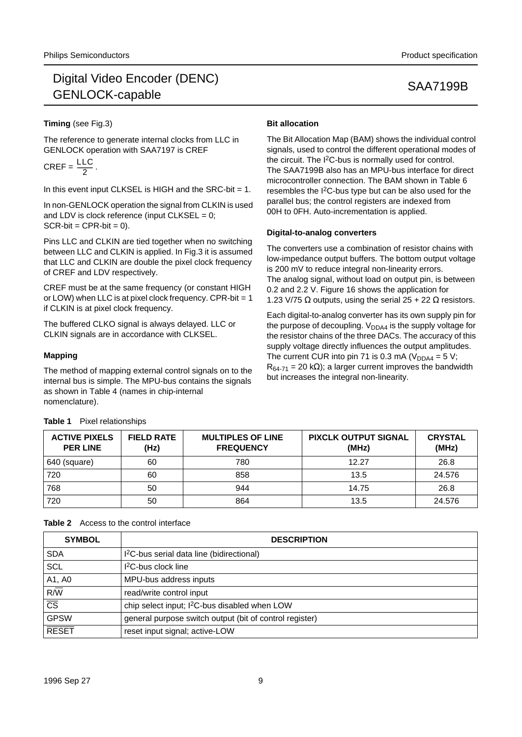**Timing** (see Fig.3)

The reference to generate internal clocks from LLC in GENLOCK operation with SAA7197 is CREF

$$CREF = \frac{LLC}{2}.$$

In this event input CLKSEL is HIGH and the SRC-bit = 1.

In non-GENLOCK operation the signal from CLKIN is used and LDV is clock reference (input CLKSEL = 0; SCR-bit = CPR-bit = 0).

Pins LLC and CLKIN are tied together when no switching between LLC and CLKIN is applied. In Fig.3 it is assumed that LLC and CLKIN are double the pixel clock frequency of CREF and LDV respectively.

CREF must be at the same frequency (or constant HIGH or LOW) when LLC is at pixel clock frequency. CPR-bit = 1 if CLKIN is at pixel clock frequency.

The buffered CLKO signal is always delayed. LLC or CLKIN signals are in accordance with CLKSEL.

**Mapping**

The method of mapping external control signals on to the internal bus is simple. The MPU-bus contains the signals as shown in Table 4 (names in chip-internal nomenclature).

**Bit allocation**

The Bit Allocation Map (BAM) shows the individual control signals, used to control the different operational modes of the circuit. The I²C-bus is normally used for control. The SAA7199B also has an MPU-bus interface for direct microcontroller connection. The BAM shown in Table 6 resembles the I²C-bus type but can be also used for the parallel bus; the control registers are indexed from 00H to 0FH. Auto-incrementation is applied.

**Digital-to-analog converters**

The converters use a combination of resistor chains with low-impedance output buffers. The bottom output voltage is 200 mV to reduce integral non-linearity errors. The analog signal, without load on output pin, is between 0.2 and 2.2 V. Figure 16 shows the application for 1.23 V/75 Ω outputs, using the serial 25 + 22 Ω resistors.

Each digital-to-analog converter has its own supply pin for the purpose of decoupling. $V_{DDA4}$ is the supply voltage for the resistor chains of the three DACs. The accuracy of this supply voltage directly influences the output amplitudes. The current CUR into pin 71 is 0.3 mA ($V_{DDA4}$ = 5 V; $R_{64-71}$ = 20 kΩ); a larger current improves the bandwidth but increases the integral non-linearity.

**Table 1** Pixel relationships

| ACTIVE PIXELS PER LINE | FIELD RATE (Hz) | MULTIPLES OF LINE FREQUENCY | PIXCLK OUTPUT SIGNAL (MHz) | CRYSTAL (MHz) |
|---|---|---|---|---|
| 640 (square) | 60 | 780 | 12.27 | 26.8 |
| 720 | 60 | 858 | 13.5 | 24.576 |
| 768 | 50 | 944 | 14.75 | 26.8 |
| 720 | 50 | 864 | 13.5 | 24.576 |

**Table 2** Access to the control interface

| SYMBOL | DESCRIPTION |
|---|---|
| SDA | I²C-bus serial data line (bidirectional) |
| SCL | I²C-bus clock line |
| A1, A0 | MPU-bus address inputs |
| R/$\overline{W}$ | read/write control input |
| $\overline{CS}$ | chip select input; I²C-bus disabled when LOW |
| GPSW | general purpose switch output (bit of control register) |
| $\overline{RESET}$ | reset input signal; active-LOW |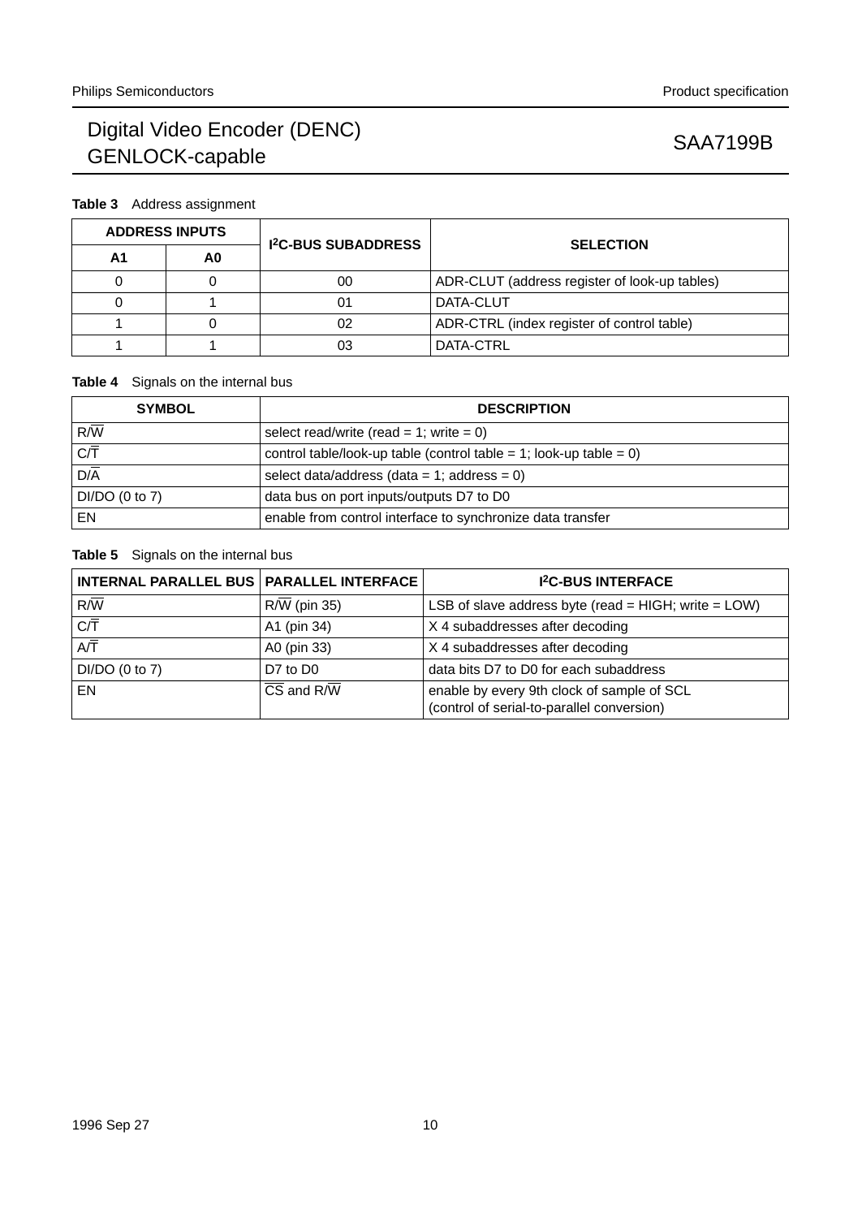**Table 3** Address assignment

| ADDRESS INPUTS | | I2C-BUS SUBADDRESS | SELECTION |
|---|---|---|---|
| A1 | A0 | | |
| 0 | 0 | 00 | ADR-CLUT (address register of look-up tables) |
| 0 | 1 | 01 | DATA-CLUT |
| 1 | 0 | 02 | ADR-CTRL (index register of control table) |
| 1 | 1 | 03 | DATA-CTRL |

**Table 4** Signals on the internal bus

| SYMBOL | DESCRIPTION |
|---|---|
| R/$\overline{W}$ | select read/write (read = 1; write = 0) |
| C/$\overline{T}$ | control table/look-up table (control table = 1; look-up table = 0) |
| D/$\overline{A}$ | select data/address (data = 1; address = 0) |
| DI/DO (0 to 7) | data bus on port inputs/outputs D7 to D0 |
| EN | enable from control interface to synchronize data transfer |

**Table 5** Signals on the internal bus

| INTERNAL PARALLEL BUS | PARALLEL INTERFACE | I2C-BUS INTERFACE |
|---|---|---|
| R/$\overline{W}$ | R/$\overline{W}$ (pin 35) | LSB of slave address byte (read = HIGH; write = LOW) |
| C/$\overline{T}$ | A1 (pin 34) | X 4 subaddresses after decoding |
| A/$\overline{T}$ | A0 (pin 33) | X 4 subaddresses after decoding |
| DI/DO (0 to 7) | D7 to D0 | data bits D7 to D0 for each subaddress |
| EN | $\overline{CS}$ and R/$\overline{W}$ | enable by every 9th clock of sample of SCL (control of serial-to-parallel conversion) |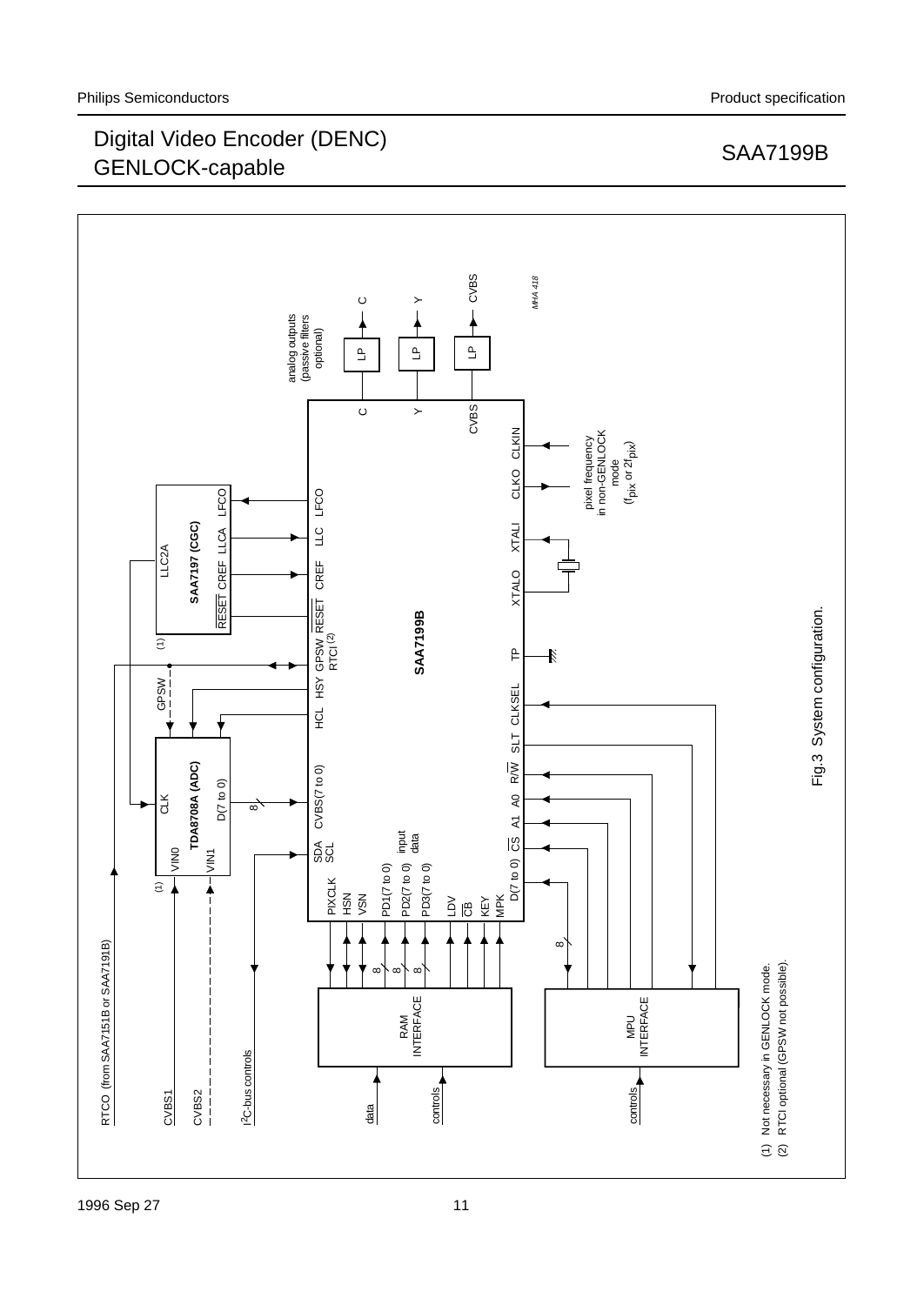Fig.3 System configuration.

(1) Not necessary in GENLOCK mode.
(2) RTCI optional (GPSW not possible).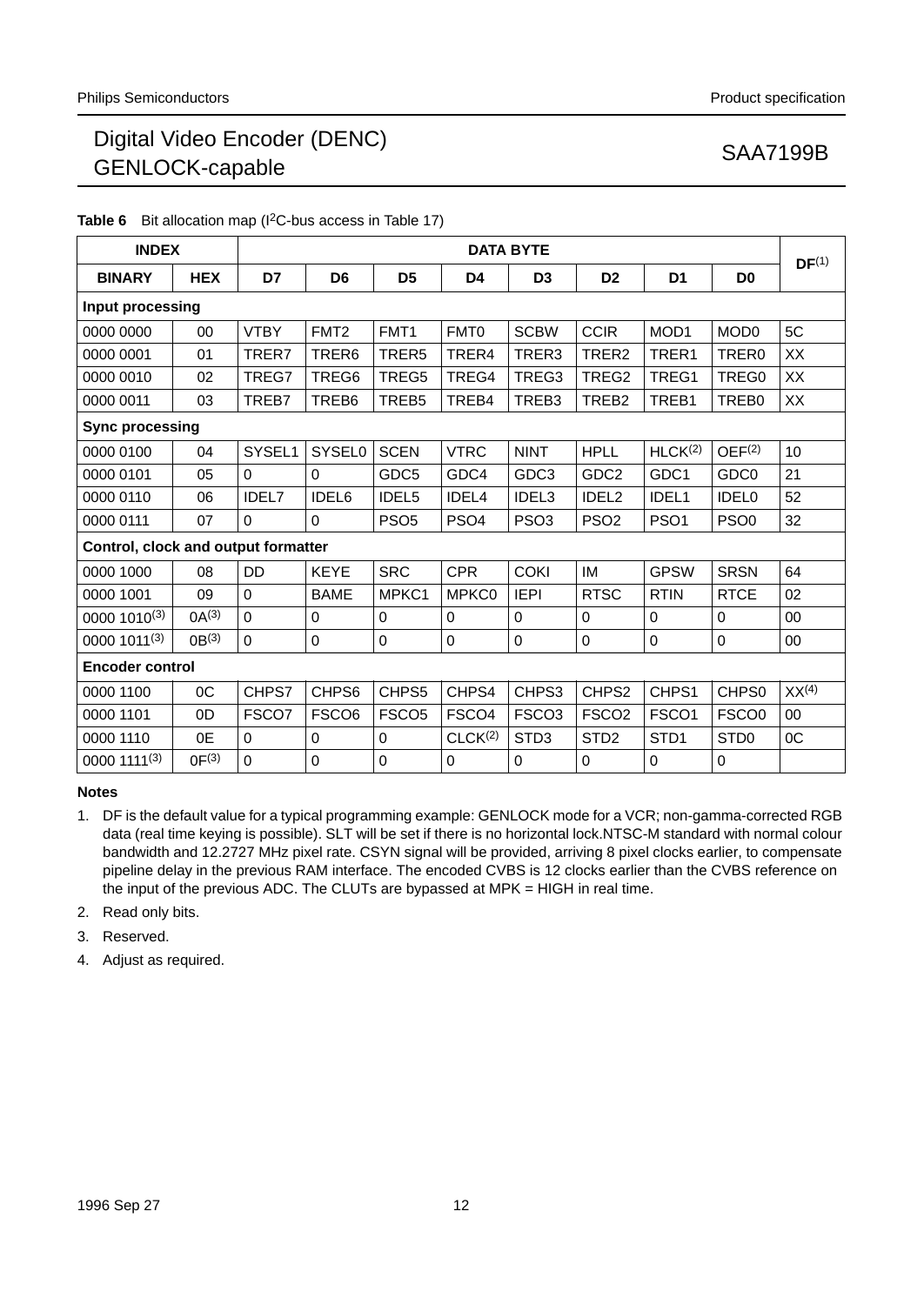**Table 6** Bit allocation map (I$^2$C-bus access in Table 17)

| INDEX | | DATA BYTE | | | | | | | | DF(1) |
|---|---|---|---|---|---|---|---|---|---|---|
| BINARY | HEX | D7 | D6 | D5 | D4 | D3 | D2 | D1 | D0 | |
| **Input processing** | | | | | | | | | | |
| 0000 0000 | 00 | VTBY | FMT2 | FMT1 | FMT0 | SCBW | CCIR | MOD1 | MOD0 | 5C |
| 0000 0001 | 01 | TRER7 | TRER6 | TRER5 | TRER4 | TRER3 | TRER2 | TRER1 | TRER0 | XX |
| 0000 0010 | 02 | TREG7 | TREG6 | TREG5 | TREG4 | TREG3 | TREG2 | TREG1 | TREG0 | XX |
| 0000 0011 | 03 | TREB7 | TREB6 | TREB5 | TREB4 | TREB3 | TREB2 | TREB1 | TREB0 | XX |
| **Sync processing** | | | | | | | | | | |
| 0000 0100 | 04 | SYSEL1 | SYSEL0 | SCEN | VTRC | NINT | HPLL | HLCK(2) | OEF(2) | 10 |
| 0000 0101 | 05 | 0 | 0 | GDC5 | GDC4 | GDC3 | GDC2 | GDC1 | GDC0 | 21 |
| 0000 0110 | 06 | IDEL7 | IDEL6 | IDEL5 | IDEL4 | IDEL3 | IDEL2 | IDEL1 | IDEL0 | 52 |
| 0000 0111 | 07 | 0 | 0 | PSO5 | PSO4 | PSO3 | PSO2 | PSO1 | PSO0 | 32 |
| **Control, clock and output formatter** | | | | | | | | | | |
| 0000 1000 | 08 | DD | KEYE | SRC | CPR | COKI | IM | GPSW | SRSN | 64 |
| 0000 1001 | 09 | 0 | BAME | MPKC1 | MPKC0 | IEPI | RTSC | RTIN | RTCE | 02 |
| 0000 1010(3) | 0A(3) | 0 | 0 | 0 | 0 | 0 | 0 | 0 | 0 | 00 |
| 0000 1011(3) | 0B(3) | 0 | 0 | 0 | 0 | 0 | 0 | 0 | 0 | 00 |
| **Encoder control** | | | | | | | | | | |
| 0000 1100 | 0C | CHPS7 | CHPS6 | CHPS5 | CHPS4 | CHPS3 | CHPS2 | CHPS1 | CHPS0 | XX(4) |
| 0000 1101 | 0D | FSCO7 | FSCO6 | FSCO5 | FSCO4 | FSCO3 | FSCO2 | FSCO1 | FSCO0 | 00 |
| 0000 1110 | 0E | 0 | 0 | 0 | CLCK(2) | STD3 | STD2 | STD1 | STD0 | 0C |
| 0000 1111(3) | 0F(3) | 0 | 0 | 0 | 0 | 0 | 0 | 0 | 0 | |

**Notes**

1. DF is the default value for a typical programming example: GENLOCK mode for a VCR; non-gamma-corrected RGB data (real time keying is possible). SLT will be set if there is no horizontal lock.NTSC-M standard with normal colour bandwidth and 12.2727 MHz pixel rate. CSYN signal will be provided, arriving 8 pixel clocks earlier, to compensate pipeline delay in the previous RAM interface. The encoded CVBS is 12 clocks earlier than the CVBS reference on the input of the previous ADC. The CLUTs are bypassed at MPK = HIGH in real time.
2. Read only bits.
3. Reserved.
4. Adjust as required.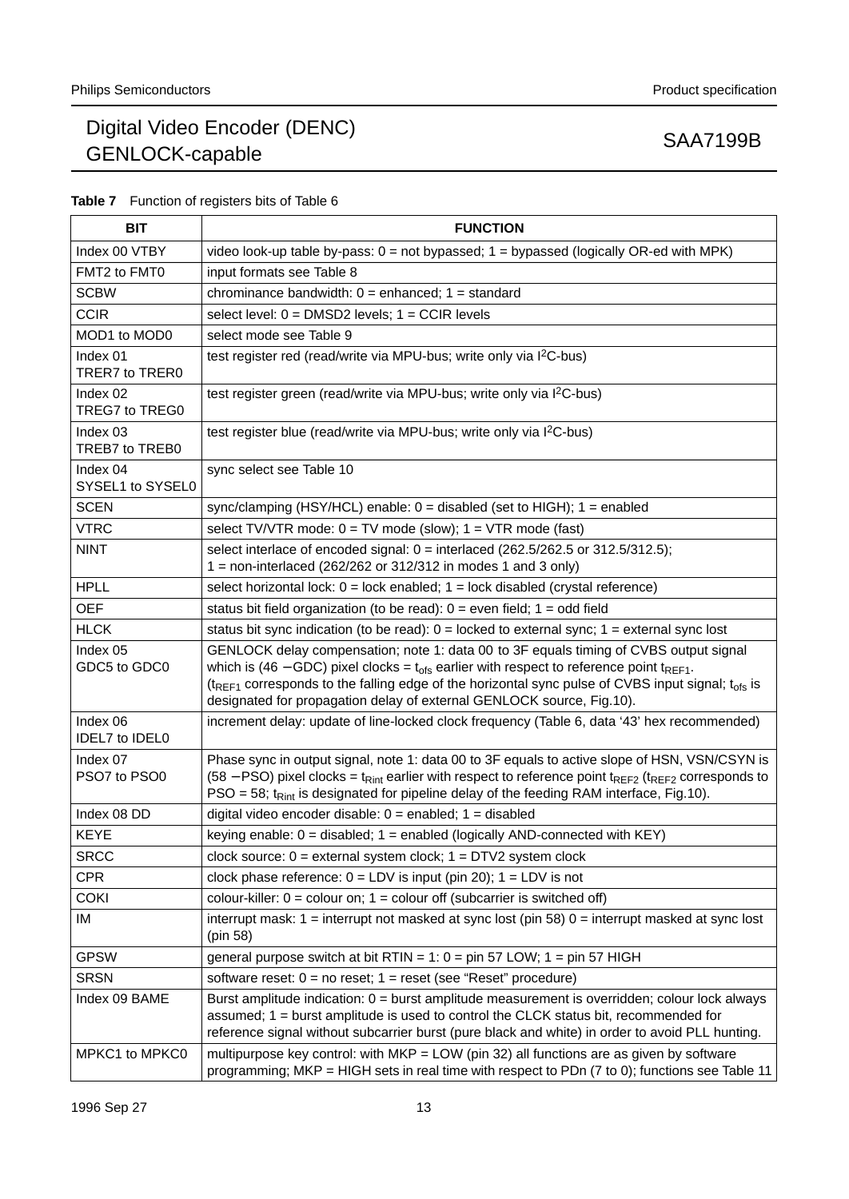**Table 7** Function of registers bits of Table 6

| BIT | FUNCTION |
|---|---|
| Index 00 VTBY | video look-up table by-pass: 0 = not bypassed; 1 = bypassed (logically OR-ed with MPK) |
| FMT2 to FMT0 | input formats see Table 8 |
| SCBW | chrominance bandwidth: 0 = enhanced; 1 = standard |
| CCIR | select level: 0 = DMSD2 levels; 1 = CCIR levels |
| MOD1 to MOD0 | select mode see Table 9 |
| Index 01 TRER7 to TRER0 | test register red (read/write via MPU-bus; write only via $I^2C$-bus) |
| Index 02 TREG7 to TREG0 | test register green (read/write via MPU-bus; write only via $I^2C$-bus) |
| Index 03 TREB7 to TREB0 | test register blue (read/write via MPU-bus; write only via $I^2C$-bus) |
| Index 04 SYSEL1 to SYSEL0 | sync select see Table 10 |
| SCEN | sync/clamping (HSY/HCL) enable: 0 = disabled (set to HIGH); 1 = enabled |
| VTRC | select TV/VTR mode: 0 = TV mode (slow); 1 = VTR mode (fast) |
| NINT | select interlace of encoded signal: 0 = interlaced (262.5/262.5 or 312.5/312.5); 1 = non-interlaced (262/262 or 312/312 in modes 1 and 3 only) |
| HPLL | select horizontal lock: 0 = lock enabled; 1 = lock disabled (crystal reference) |
| OEF | status bit field organization (to be read): 0 = even field; 1 = odd field |
| HLCK | status bit sync indication (to be read): 0 = locked to external sync; 1 = external sync lost |
| Index 05 GDC5 to GDC0 | GENLOCK delay compensation; note 1: data 00 to 3F equals timing of CVBS output signal which is (46 − GDC) pixel clocks = $t_{ofs}$ earlier with respect to reference point $t_{REF1}$. ($t_{REF1}$ corresponds to the falling edge of the horizontal sync pulse of CVBS input signal; $t_{ofs}$ is designated for propagation delay of external GENLOCK source, Fig.10). |
| Index 06 IDEL7 to IDEL0 | increment delay: update of line-locked clock frequency (Table 6, data ‘43’ hex recommended) |
| Index 07 PSO7 to PSO0 | Phase sync in output signal, note 1: data 00 to 3F equals to active slope of HSN, VSN/CSYN is (58 − PSO) pixel clocks = $t_{Rint}$ earlier with respect to reference point $t_{REF2}$ ($t_{REF2}$ corresponds to PSO = 58; $t_{Rint}$ is designated for pipeline delay of the feeding RAM interface, Fig.10). |
| Index 08 DD | digital video encoder disable: 0 = enabled; 1 = disabled |
| KEYE | keying enable: 0 = disabled; 1 = enabled (logically AND-connected with KEY) |
| SRCC | clock source: 0 = external system clock; 1 = DTV2 system clock |
| CPR | clock phase reference: 0 = LDV is input (pin 20); 1 = LDV is not |
| COKI | colour-killer: 0 = colour on; 1 = colour off (subcarrier is switched off) |
| IM | interrupt mask: 1 = interrupt not masked at sync lost (pin 58) 0 = interrupt masked at sync lost (pin 58) |
| GPSW | general purpose switch at bit RTIN = 1: 0 = pin 57 LOW; 1 = pin 57 HIGH |
| SRSN | software reset: 0 = no reset; 1 = reset (see “Reset” procedure) |
| Index 09 BAME | Burst amplitude indication: 0 = burst amplitude measurement is overridden; colour lock always assumed; 1 = burst amplitude is used to control the CLCK status bit, recommended for reference signal without subcarrier burst (pure black and white) in order to avoid PLL hunting. |
| MPKC1 to MPKC0 | multipurpose key control: with MKP = LOW (pin 32) all functions are as given by software programming; MKP = HIGH sets in real time with respect to PDn (7 to 0); functions see Table 11 |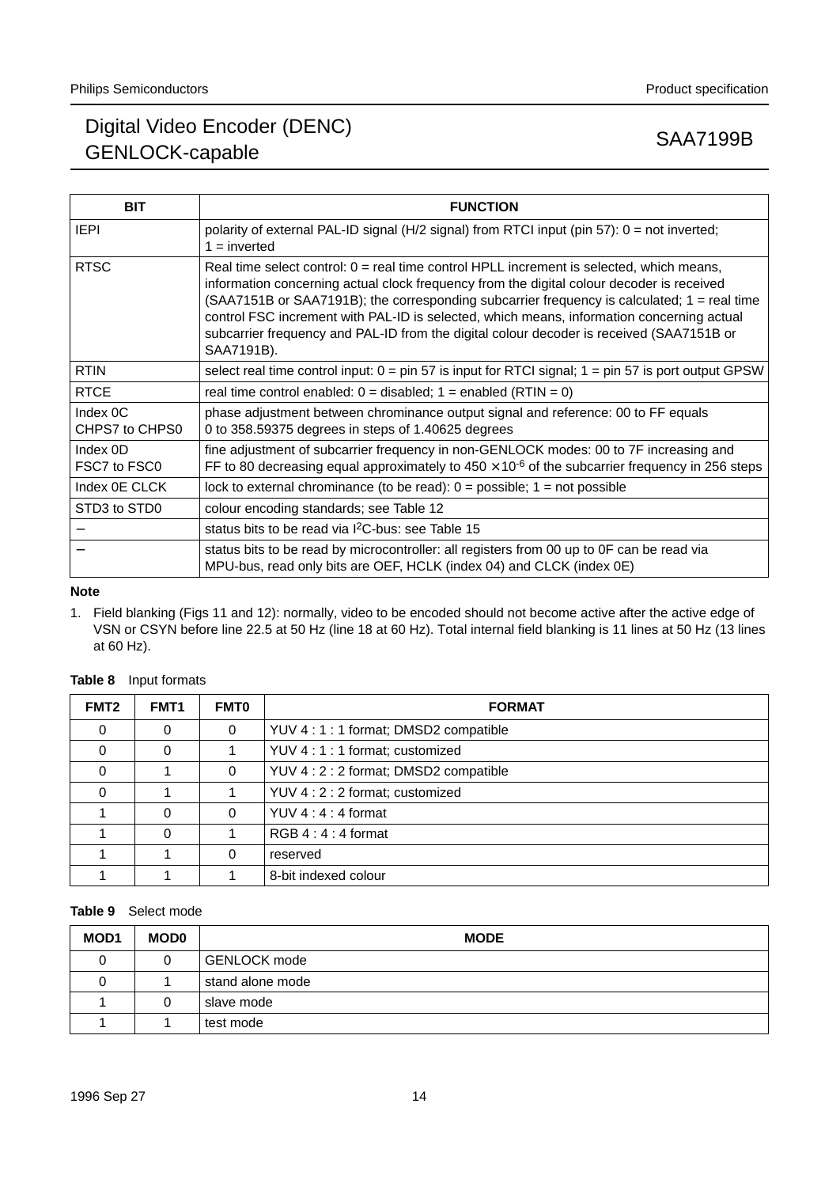| BIT | FUNCTION |
|---|---|
| IEPI | polarity of external PAL-ID signal (H/2 signal) from RTCI input (pin 57): 0 = not inverted; 1 = inverted |
| RTSC | Real time select control: 0 = real time control HPLL increment is selected, which means, information concerning actual clock frequency from the digital colour decoder is received (SAA7151B or SAA7191B); the corresponding subcarrier frequency is calculated; 1 = real time control FSC increment with PAL-ID is selected, which means, information concerning actual subcarrier frequency and PAL-ID from the digital colour decoder is received (SAA7151B or SAA7191B). |
| RTIN | select real time control input: 0 = pin 57 is input for RTCI signal; 1 = pin 57 is port output GPSW |
| RTCE | real time control enabled: 0 = disabled; 1 = enabled (RTIN = 0) |
| Index 0C CHPS7 to CHPS0 | phase adjustment between chrominance output signal and reference: 00 to FF equals 0 to 358.59375 degrees in steps of 1.40625 degrees |
| Index 0D FSC7 to FSC0 | fine adjustment of subcarrier frequency in non-GENLOCK modes: 00 to 7F increasing and FF to 80 decreasing equal approximately to $450 \times 10^{-6}$ of the subcarrier frequency in 256 steps |
| Index 0E CLCK | lock to external chrominance (to be read): 0 = possible; 1 = not possible |
| STD3 to STD0 | colour encoding standards; see Table 12 |
| − | status bits to be read via I$^2$C-bus: see Table 15 |
| − | status bits to be read by microcontroller: all registers from 00 up to 0F can be read via MPU-bus, read only bits are OEF, HCLK (index 04) and CLCK (index 0E) |

**Note**

1. Field blanking (Figs 11 and 12): normally, video to be encoded should not become active after the active edge of VSN or CSYN before line 22.5 at 50 Hz (line 18 at 60 Hz). Total internal field blanking is 11 lines at 50 Hz (13 lines at 60 Hz).

**Table 8** Input formats

| FMT2 | FMT1 | FMT0 | FORMAT |
|---|---|---|---|
| 0 | 0 | 0 | YUV 4 : 1 : 1 format; DMSD2 compatible |
| 0 | 0 | 1 | YUV 4 : 1 : 1 format; customized |
| 0 | 1 | 0 | YUV 4 : 2 : 2 format; DMSD2 compatible |
| 0 | 1 | 1 | YUV 4 : 2 : 2 format; customized |
| 1 | 0 | 0 | YUV 4 : 4 : 4 format |
| 1 | 0 | 1 | RGB 4 : 4 : 4 format |
| 1 | 1 | 0 | reserved |
| 1 | 1 | 1 | 8-bit indexed colour |

**Table 9** Select mode

| MOD1 | MOD0 | MODE |
|---|---|---|
| 0 | 0 | GENLOCK mode |
| 0 | 1 | stand alone mode |
| 1 | 0 | slave mode |
| 1 | 1 | test mode |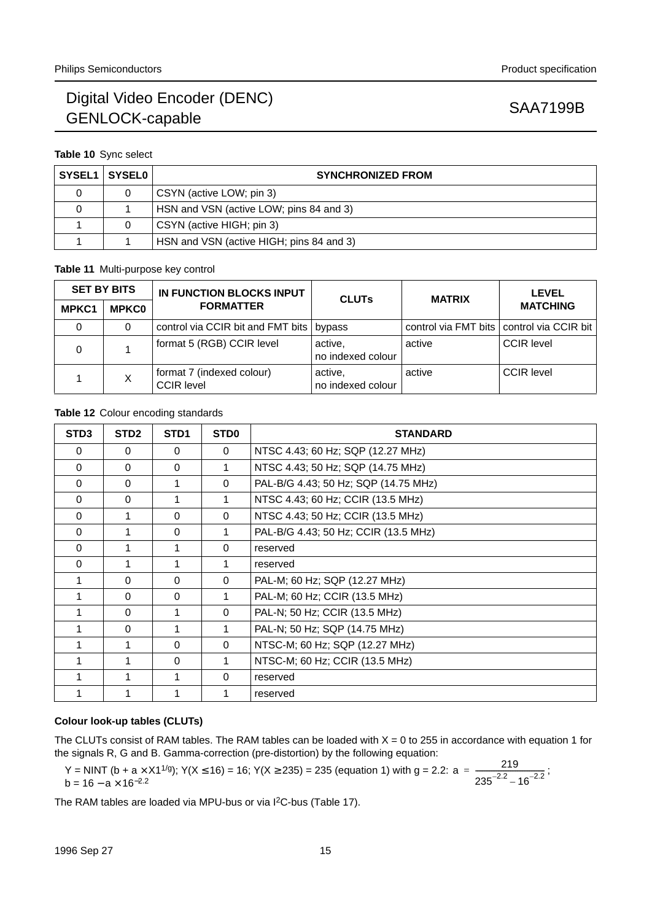**Table 10** Sync select

| SYSEL1 | SYSEL0 | SYNCHRONIZED FROM |
|---|---|---|
| 0 | 0 | CSYN (active LOW; pin 3) |
| 0 | 1 | HSN and VSN (active LOW; pins 84 and 3) |
| 1 | 0 | CSYN (active HIGH; pin 3) |
| 1 | 1 | HSN and VSN (active HIGH; pins 84 and 3) |

**Table 11** Multi-purpose key control

| SET BY BITS | | IN FUNCTION BLOCKS INPUT FORMATTER | CLUTs | MATRIX | LEVEL MATCHING |
|---|---|---|---|---|---|
| MPKC1 | MPKC0 | | | | |
| 0 | 0 | control via CCIR bit and FMT bits | bypass | control via FMT bits | control via CCIR bit |
| 0 | 1 | format 5 (RGB) CCIR level | active, no indexed colour | active | CCIR level |
| 1 | X | format 7 (indexed colour) CCIR level | active, no indexed colour | active | CCIR level |

**Table 12** Colour encoding standards

| STD3 | STD2 | STD1 | STD0 | STANDARD |
|---|---|---|---|---|
| 0 | 0 | 0 | 0 | NTSC 4.43; 60 Hz; SQP (12.27 MHz) |
| 0 | 0 | 0 | 1 | NTSC 4.43; 50 Hz; SQP (14.75 MHz) |
| 0 | 0 | 1 | 0 | PAL-B/G 4.43; 50 Hz; SQP (14.75 MHz) |
| 0 | 0 | 1 | 1 | NTSC 4.43; 60 Hz; CCIR (13.5 MHz) |
| 0 | 1 | 0 | 0 | NTSC 4.43; 50 Hz; CCIR (13.5 MHz) |
| 0 | 1 | 0 | 1 | PAL-B/G 4.43; 50 Hz; CCIR (13.5 MHz) |
| 0 | 1 | 1 | 0 | reserved |
| 0 | 1 | 1 | 1 | reserved |
| 1 | 0 | 0 | 0 | PAL-M; 60 Hz; SQP (12.27 MHz) |
| 1 | 0 | 0 | 1 | PAL-M; 60 Hz; CCIR (13.5 MHz) |
| 1 | 0 | 1 | 0 | PAL-N; 50 Hz; CCIR (13.5 MHz) |
| 1 | 0 | 1 | 1 | PAL-N; 50 Hz; SQP (14.75 MHz) |
| 1 | 1 | 0 | 0 | NTSC-M; 60 Hz; SQP (12.27 MHz) |
| 1 | 1 | 0 | 1 | NTSC-M; 60 Hz; CCIR (13.5 MHz) |
| 1 | 1 | 1 | 0 | reserved |
| 1 | 1 | 1 | 1 | reserved |

**Colour look-up tables (CLUTs)**

The CLUTs consist of RAM tables. The RAM tables can be loaded with X = 0 to 255 in accordance with equation 1 for the signals R, G and B. Gamma-correction (pre-distortion) by the following equation:

$Y = \text{NINT}\,(b + a \times X1^{1/g})$; $Y(X \leq 16) = 16$; $Y(X \geq 235) = 235$ (equation 1) with g = 2.2: $a = \frac{219}{235^{-2.2} - 16^{-2.2}}$; $b = 16 - a \times 16^{-2.2}$

The RAM tables are loaded via MPU-bus or via I$^2$C-bus (Table 17).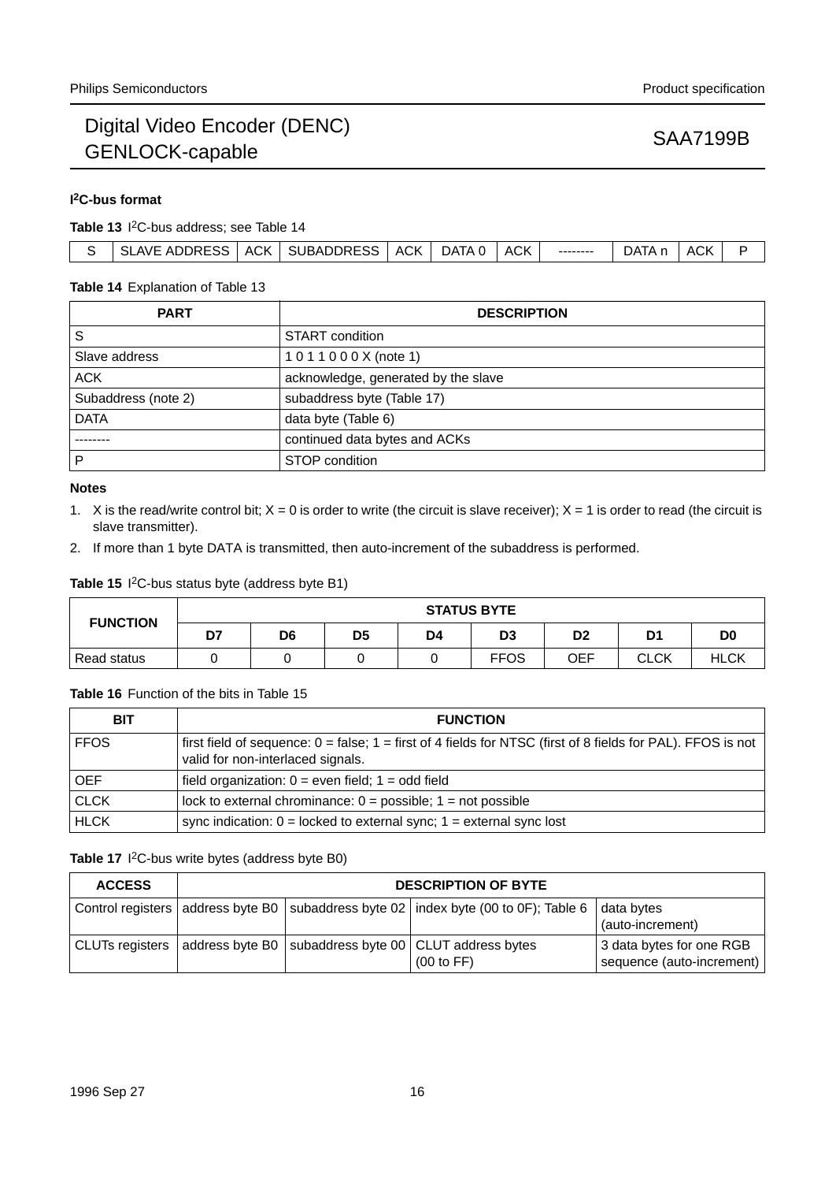### I²C-bus format

**Table 13** I²C-bus address; see Table 14

| S | SLAVE ADDRESS | ACK | SUBADDRESS | ACK | DATA 0 | ACK | -------- | DATA n | ACK | P |
|---|---|---|---|---|---|---|---|---|---|---|

**Table 14** Explanation of Table 13

| PART | DESCRIPTION |
|---|---|
| S | START condition |
| Slave address | 1 0 1 1 0 0 0 X (note 1) |
| ACK | acknowledge, generated by the slave |
| Subaddress (note 2) | subaddress byte (Table 17) |
| DATA | data byte (Table 6) |
| -------- | continued data bytes and ACKs |
| P | STOP condition |

**Notes**

1. X is the read/write control bit; X = 0 is order to write (the circuit is slave receiver); X = 1 is order to read (the circuit is slave transmitter).
2. If more than 1 byte DATA is transmitted, then auto-increment of the subaddress is performed.

**Table 15** I²C-bus status byte (address byte B1)

| FUNCTION | STATUS BYTE | | | | | | | |
|---|---|---|---|---|---|---|---|---|
| | D7 | D6 | D5 | D4 | D3 | D2 | D1 | D0 |
| Read status | 0 | 0 | 0 | 0 | FFOS | OEF | CLCK | HLCK |

**Table 16** Function of the bits in Table 15

| BIT | FUNCTION |
|---|---|
| FFOS | first field of sequence: 0 = false; 1 = first of 4 fields for NTSC (first of 8 fields for PAL). FFOS is not valid for non-interlaced signals. |
| OEF | field organization: 0 = even field; 1 = odd field |
| CLCK | lock to external chrominance: 0 = possible; 1 = not possible |
| HLCK | sync indication: 0 = locked to external sync; 1 = external sync lost |

**Table 17** I²C-bus write bytes (address byte B0)

| ACCESS | DESCRIPTION OF BYTE | | | |
|---|---|---|---|---|
| Control registers | address byte B0 | subaddress byte 02 | index byte (00 to 0F); Table 6 | data bytes (auto-increment) |
| CLUTs registers | address byte B0 | subaddress byte 00 | CLUT address bytes (00 to FF) | 3 data bytes for one RGB sequence (auto-increment) |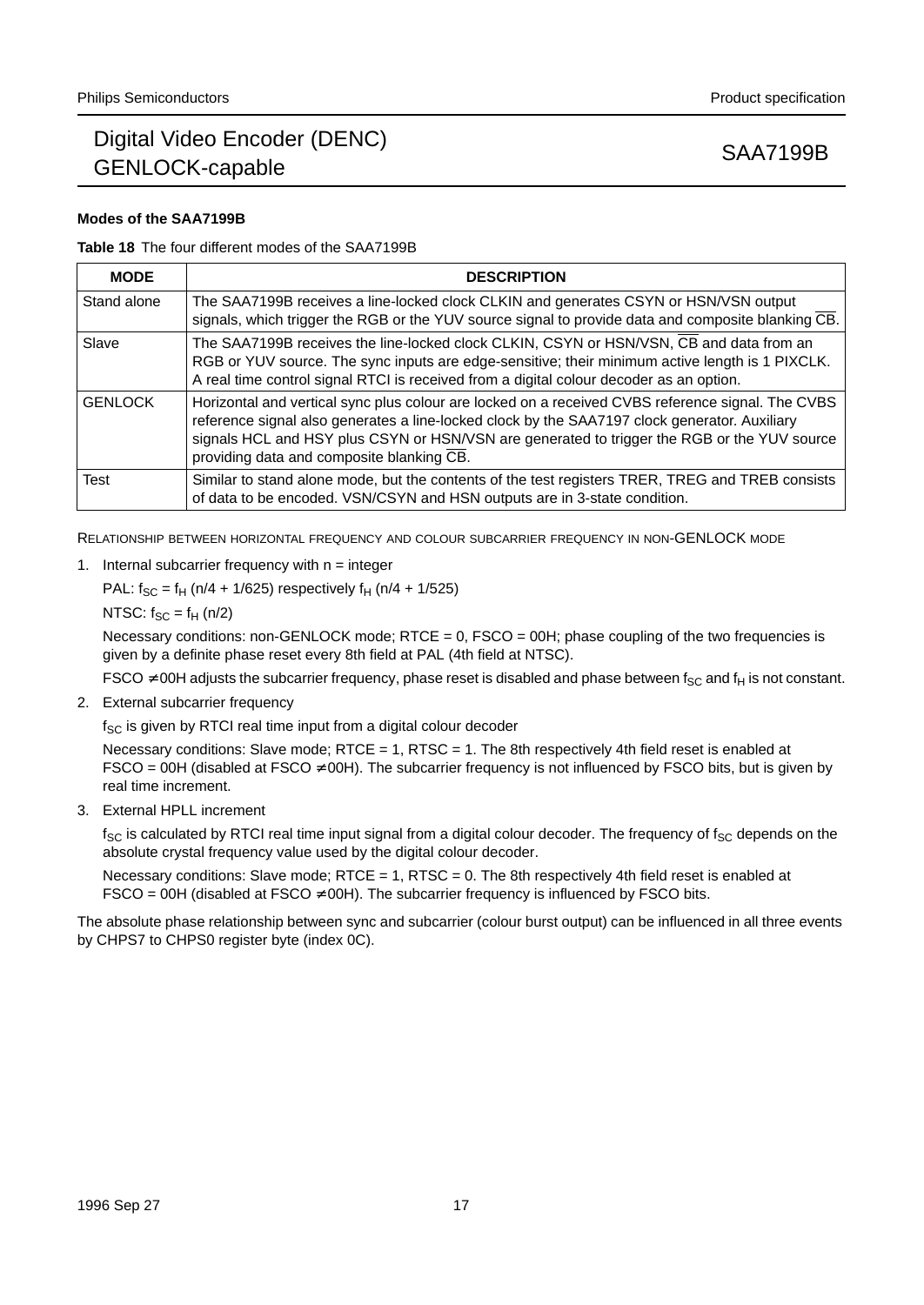#### Modes of the SAA7199B

**Table 18** The four different modes of the SAA7199B

| MODE | DESCRIPTION |
|---|---|
| Stand alone | The SAA7199B receives a line-locked clock CLKIN and generates CSYN or HSN/VSN output signals, which trigger the RGB or the YUV source signal to provide data and composite blanking $\overline{CB}$. |
| Slave | The SAA7199B receives the line-locked clock CLKIN, CSYN or HSN/VSN, $\overline{CB}$ and data from an RGB or YUV source. The sync inputs are edge-sensitive; their minimum active length is 1 PIXCLK. A real time control signal RTCI is received from a digital colour decoder as an option. |
| GENLOCK | Horizontal and vertical sync plus colour are locked on a received CVBS reference signal. The CVBS reference signal also generates a line-locked clock by the SAA7197 clock generator. Auxiliary signals HCL and HSY plus CSYN or HSN/VSN are generated to trigger the RGB or the YUV source providing data and composite blanking $\overline{CB}$. |
| Test | Similar to stand alone mode, but the contents of the test registers TRER, TREG and TREB consists of data to be encoded. VSN/CSYN and HSN outputs are in 3-state condition. |

RELATIONSHIP BETWEEN HORIZONTAL FREQUENCY AND COLOUR SUBCARRIER FREQUENCY IN NON-GENLOCK MODE

1. Internal subcarrier frequency with n = integer

   PAL: $f_{SC} = f_H\ (n/4 + 1/625)$ respectively $f_H\ (n/4 + 1/525)$

   NTSC: $f_{SC} = f_H\ (n/2)$

   Necessary conditions: non-GENLOCK mode; RTCE = 0, FSCO = 00H; phase coupling of the two frequencies is given by a definite phase reset every 8th field at PAL (4th field at NTSC).

   FSCO ≠ 00H adjusts the subcarrier frequency, phase reset is disabled and phase between $f_{SC}$ and $f_H$ is not constant.

2. External subcarrier frequency

   $f_{SC}$ is given by RTCI real time input from a digital colour decoder

   Necessary conditions: Slave mode; RTCE = 1, RTSC = 1. The 8th respectively 4th field reset is enabled at FSCO = 00H (disabled at FSCO ≠ 00H). The subcarrier frequency is not influenced by FSCO bits, but is given by real time increment.

3. External HPLL increment

   $f_{SC}$ is calculated by RTCI real time input signal from a digital colour decoder. The frequency of $f_{SC}$ depends on the absolute crystal frequency value used by the digital colour decoder.

   Necessary conditions: Slave mode; RTCE = 1, RTSC = 0. The 8th respectively 4th field reset is enabled at FSCO = 00H (disabled at FSCO ≠ 00H). The subcarrier frequency is influenced by FSCO bits.

The absolute phase relationship between sync and subcarrier (colour burst output) can be influenced in all three events by CHPS7 to CHPS0 register byte (index 0C).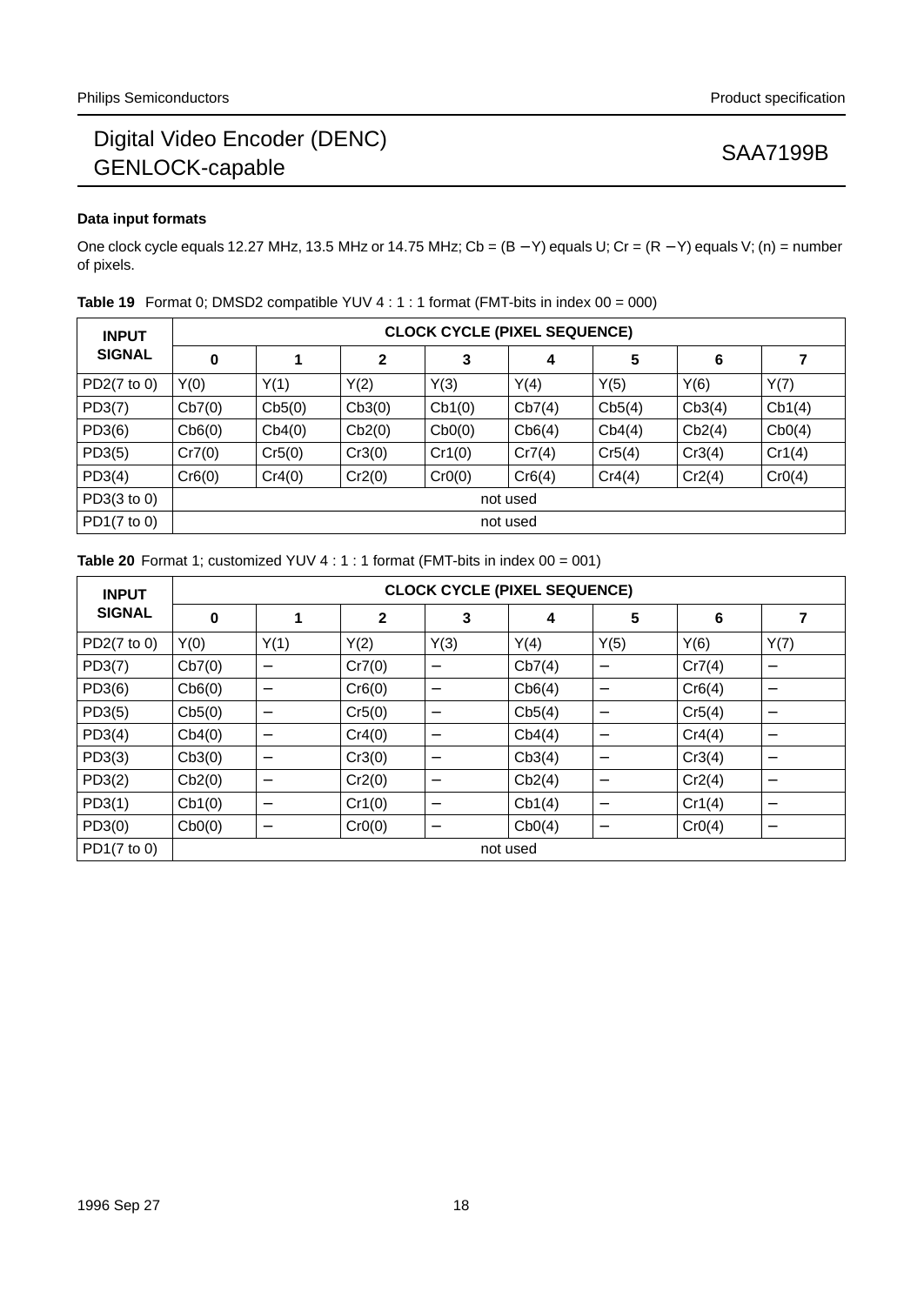### Data input formats

One clock cycle equals 12.27 MHz, 13.5 MHz or 14.75 MHz; Cb = (B − Y) equals U; Cr = (R − Y) equals V; (n) = number of pixels.

**Table 19** Format 0; DMSD2 compatible YUV 4 : 1 : 1 format (FMT-bits in index 00 = 000)

| INPUT SIGNAL | CLOCK CYCLE (PIXEL SEQUENCE) | | | | | | | |
|---|---|---|---|---|---|---|---|---|
| | **0** | **1** | **2** | **3** | **4** | **5** | **6** | **7** |
| PD2(7 to 0) | Y(0) | Y(1) | Y(2) | Y(3) | Y(4) | Y(5) | Y(6) | Y(7) |
| PD3(7) | Cb7(0) | Cb5(0) | Cb3(0) | Cb1(0) | Cb7(4) | Cb5(4) | Cb3(4) | Cb1(4) |
| PD3(6) | Cb6(0) | Cb4(0) | Cb2(0) | Cb0(0) | Cb6(4) | Cb4(4) | Cb2(4) | Cb0(4) |
| PD3(5) | Cr7(0) | Cr5(0) | Cr3(0) | Cr1(0) | Cr7(4) | Cr5(4) | Cr3(4) | Cr1(4) |
| PD3(4) | Cr6(0) | Cr4(0) | Cr2(0) | Cr0(0) | Cr6(4) | Cr4(4) | Cr2(4) | Cr0(4) |
| PD3(3 to 0) | not used | | | | | | | |
| PD1(7 to 0) | not used | | | | | | | |

**Table 20** Format 1; customized YUV 4 : 1 : 1 format (FMT-bits in index 00 = 001)

| INPUT SIGNAL | CLOCK CYCLE (PIXEL SEQUENCE) | | | | | | | |
|---|---|---|---|---|---|---|---|---|
| | **0** | **1** | **2** | **3** | **4** | **5** | **6** | **7** |
| PD2(7 to 0) | Y(0) | Y(1) | Y(2) | Y(3) | Y(4) | Y(5) | Y(6) | Y(7) |
| PD3(7) | Cb7(0) | − | Cr7(0) | − | Cb7(4) | − | Cr7(4) | − |
| PD3(6) | Cb6(0) | − | Cr6(0) | − | Cb6(4) | − | Cr6(4) | − |
| PD3(5) | Cb5(0) | − | Cr5(0) | − | Cb5(4) | − | Cr5(4) | − |
| PD3(4) | Cb4(0) | − | Cr4(0) | − | Cb4(4) | − | Cr4(4) | − |
| PD3(3) | Cb3(0) | − | Cr3(0) | − | Cb3(4) | − | Cr3(4) | − |
| PD3(2) | Cb2(0) | − | Cr2(0) | − | Cb2(4) | − | Cr2(4) | − |
| PD3(1) | Cb1(0) | − | Cr1(0) | − | Cb1(4) | − | Cr1(4) | − |
| PD3(0) | Cb0(0) | − | Cr0(0) | − | Cb0(4) | − | Cr0(4) | − |
| PD1(7 to 0) | not used | | | | | | | |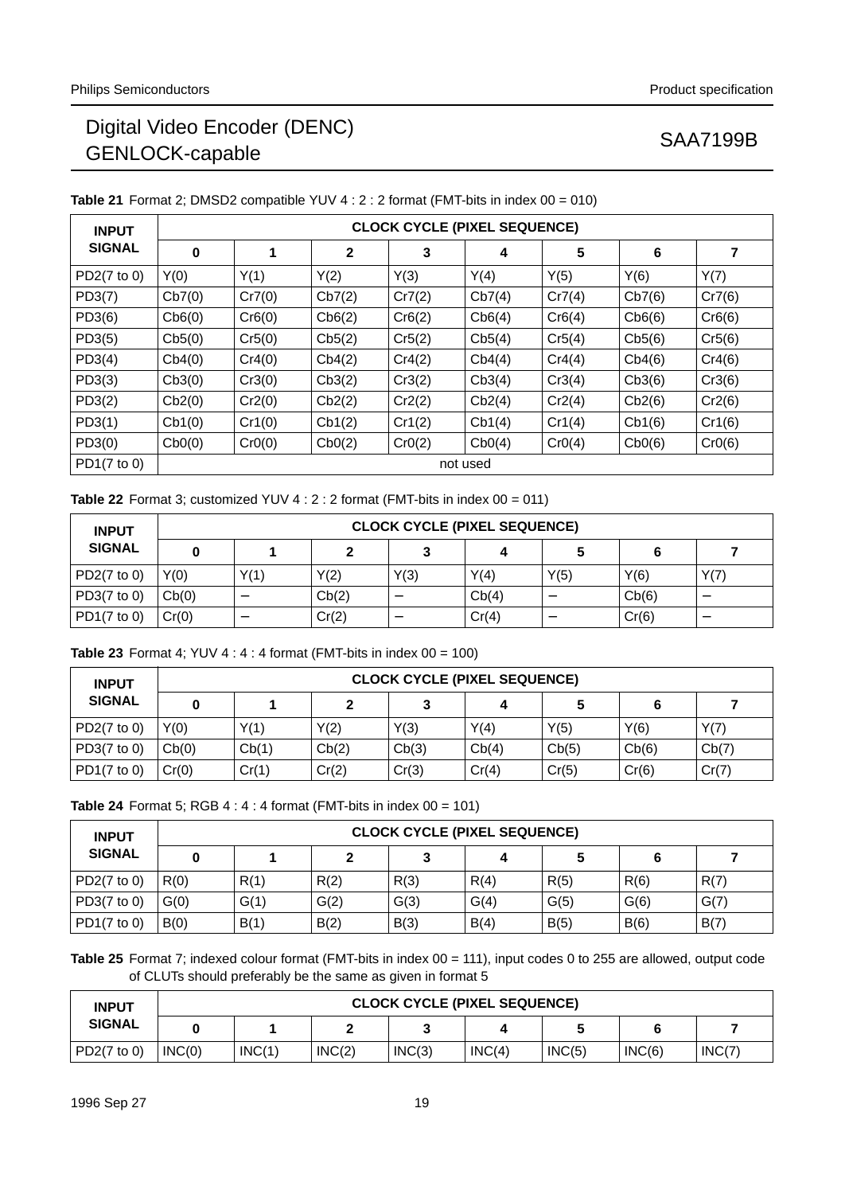**Table 21** Format 2; DMSD2 compatible YUV 4 : 2 : 2 format (FMT-bits in index 00 = 010)

| INPUT SIGNAL | CLOCK CYCLE (PIXEL SEQUENCE) | | | | | | | |
|---|---|---|---|---|---|---|---|---|
| | 0 | 1 | 2 | 3 | 4 | 5 | 6 | 7 |
| PD2(7 to 0) | Y(0) | Y(1) | Y(2) | Y(3) | Y(4) | Y(5) | Y(6) | Y(7) |
| PD3(7) | Cb7(0) | Cr7(0) | Cb7(2) | Cr7(2) | Cb7(4) | Cr7(4) | Cb7(6) | Cr7(6) |
| PD3(6) | Cb6(0) | Cr6(0) | Cb6(2) | Cr6(2) | Cb6(4) | Cr6(4) | Cb6(6) | Cr6(6) |
| PD3(5) | Cb5(0) | Cr5(0) | Cb5(2) | Cr5(2) | Cb5(4) | Cr5(4) | Cb5(6) | Cr5(6) |
| PD3(4) | Cb4(0) | Cr4(0) | Cb4(2) | Cr4(2) | Cb4(4) | Cr4(4) | Cb4(6) | Cr4(6) |
| PD3(3) | Cb3(0) | Cr3(0) | Cb3(2) | Cr3(2) | Cb3(4) | Cr3(4) | Cb3(6) | Cr3(6) |
| PD3(2) | Cb2(0) | Cr2(0) | Cb2(2) | Cr2(2) | Cb2(4) | Cr2(4) | Cb2(6) | Cr2(6) |
| PD3(1) | Cb1(0) | Cr1(0) | Cb1(2) | Cr1(2) | Cb1(4) | Cr1(4) | Cb1(6) | Cr1(6) |
| PD3(0) | Cb0(0) | Cr0(0) | Cb0(2) | Cr0(2) | Cb0(4) | Cr0(4) | Cb0(6) | Cr0(6) |
| PD1(7 to 0) | not used | | | | | | | |

**Table 22** Format 3; customized YUV 4 : 2 : 2 format (FMT-bits in index 00 = 011)

| INPUT SIGNAL | CLOCK CYCLE (PIXEL SEQUENCE) | | | | | | | |
|---|---|---|---|---|---|---|---|---|
| | 0 | 1 | 2 | 3 | 4 | 5 | 6 | 7 |
| PD2(7 to 0) | Y(0) | Y(1) | Y(2) | Y(3) | Y(4) | Y(5) | Y(6) | Y(7) |
| PD3(7 to 0) | Cb(0) | – | Cb(2) | – | Cb(4) | – | Cb(6) | – |
| PD1(7 to 0) | Cr(0) | – | Cr(2) | – | Cr(4) | – | Cr(6) | – |

**Table 23** Format 4; YUV 4 : 4 : 4 format (FMT-bits in index 00 = 100)

| INPUT SIGNAL | CLOCK CYCLE (PIXEL SEQUENCE) | | | | | | | |
|---|---|---|---|---|---|---|---|---|
| | 0 | 1 | 2 | 3 | 4 | 5 | 6 | 7 |
| PD2(7 to 0) | Y(0) | Y(1) | Y(2) | Y(3) | Y(4) | Y(5) | Y(6) | Y(7) |
| PD3(7 to 0) | Cb(0) | Cb(1) | Cb(2) | Cb(3) | Cb(4) | Cb(5) | Cb(6) | Cb(7) |
| PD1(7 to 0) | Cr(0) | Cr(1) | Cr(2) | Cr(3) | Cr(4) | Cr(5) | Cr(6) | Cr(7) |

**Table 24** Format 5; RGB 4 : 4 : 4 format (FMT-bits in index 00 = 101)

| INPUT SIGNAL | CLOCK CYCLE (PIXEL SEQUENCE) | | | | | | | |
|---|---|---|---|---|---|---|---|---|
| | 0 | 1 | 2 | 3 | 4 | 5 | 6 | 7 |
| PD2(7 to 0) | R(0) | R(1) | R(2) | R(3) | R(4) | R(5) | R(6) | R(7) |
| PD3(7 to 0) | G(0) | G(1) | G(2) | G(3) | G(4) | G(5) | G(6) | G(7) |
| PD1(7 to 0) | B(0) | B(1) | B(2) | B(3) | B(4) | B(5) | B(6) | B(7) |

**Table 25** Format 7; indexed colour format (FMT-bits in index 00 = 111), input codes 0 to 255 are allowed, output code of CLUTs should preferably be the same as given in format 5

| INPUT SIGNAL | CLOCK CYCLE (PIXEL SEQUENCE) | | | | | | | |
|---|---|---|---|---|---|---|---|---|
| | 0 | 1 | 2 | 3 | 4 | 5 | 6 | 7 |
| PD2(7 to 0) | INC(0) | INC(1) | INC(2) | INC(3) | INC(4) | INC(5) | INC(6) | INC(7) |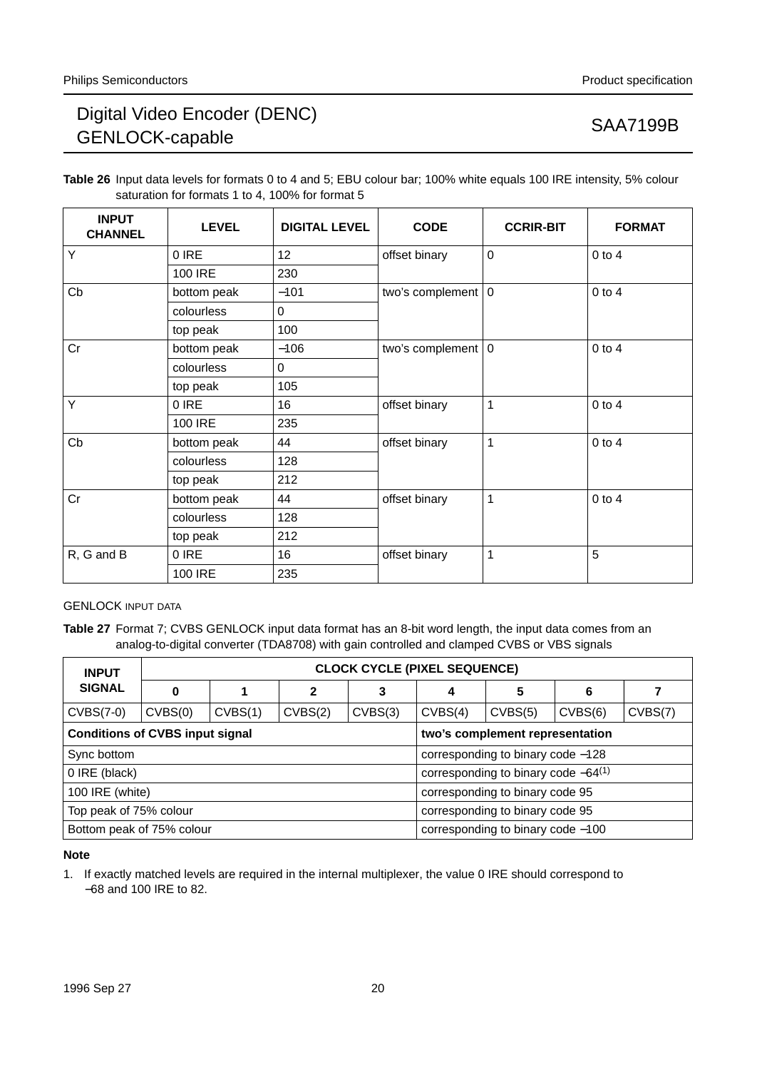**Table 26** Input data levels for formats 0 to 4 and 5; EBU colour bar; 100% white equals 100 IRE intensity, 5% colour saturation for formats 1 to 4, 100% for format 5

| INPUT CHANNEL | LEVEL | DIGITAL LEVEL | CODE | CCRIR-BIT | FORMAT |
|---|---|---|---|---|---|
| Y | 0 IRE | 12 | offset binary | 0 | 0 to 4 |
| | 100 IRE | 230 | | | |
| Cb | bottom peak | −101 | two's complement | 0 | 0 to 4 |
| | colourless | 0 | | | |
| | top peak | 100 | | | |
| Cr | bottom peak | −106 | two's complement | 0 | 0 to 4 |
| | colourless | 0 | | | |
| | top peak | 105 | | | |
| Y | 0 IRE | 16 | offset binary | 1 | 0 to 4 |
| | 100 IRE | 235 | | | |
| Cb | bottom peak | 44 | offset binary | 1 | 0 to 4 |
| | colourless | 128 | | | |
| | top peak | 212 | | | |
| Cr | bottom peak | 44 | offset binary | 1 | 0 to 4 |
| | colourless | 128 | | | |
| | top peak | 212 | | | |
| R, G and B | 0 IRE | 16 | offset binary | 1 | 5 |
| | 100 IRE | 235 | | | |

GENLOCK INPUT DATA

**Table 27** Format 7; CVBS GENLOCK input data format has an 8-bit word length, the input data comes from an analog-to-digital converter (TDA8708) with gain controlled and clamped CVBS or VBS signals

| INPUT SIGNAL | CLOCK CYCLE (PIXEL SEQUENCE) | | | | | | | |
|---|---|---|---|---|---|---|---|---|
| | 0 | 1 | 2 | 3 | 4 | 5 | 6 | 7 |
| CVBS(7-0) | CVBS(0) | CVBS(1) | CVBS(2) | CVBS(3) | CVBS(4) | CVBS(5) | CVBS(6) | CVBS(7) |
| **Conditions of CVBS input signal** | | | | | **two's complement representation** | | | |
| Sync bottom | | | | | corresponding to binary code −128 | | | |
| 0 IRE (black) | | | | | corresponding to binary code −64[1] | | | |
| 100 IRE (white) | | | | | corresponding to binary code 95 | | | |
| Top peak of 75% colour | | | | | corresponding to binary code 95 | | | |
| Bottom peak of 75% colour | | | | | corresponding to binary code −100 | | | |

**Note**

1. If exactly matched levels are required in the internal multiplexer, the value 0 IRE should correspond to −68 and 100 IRE to 82.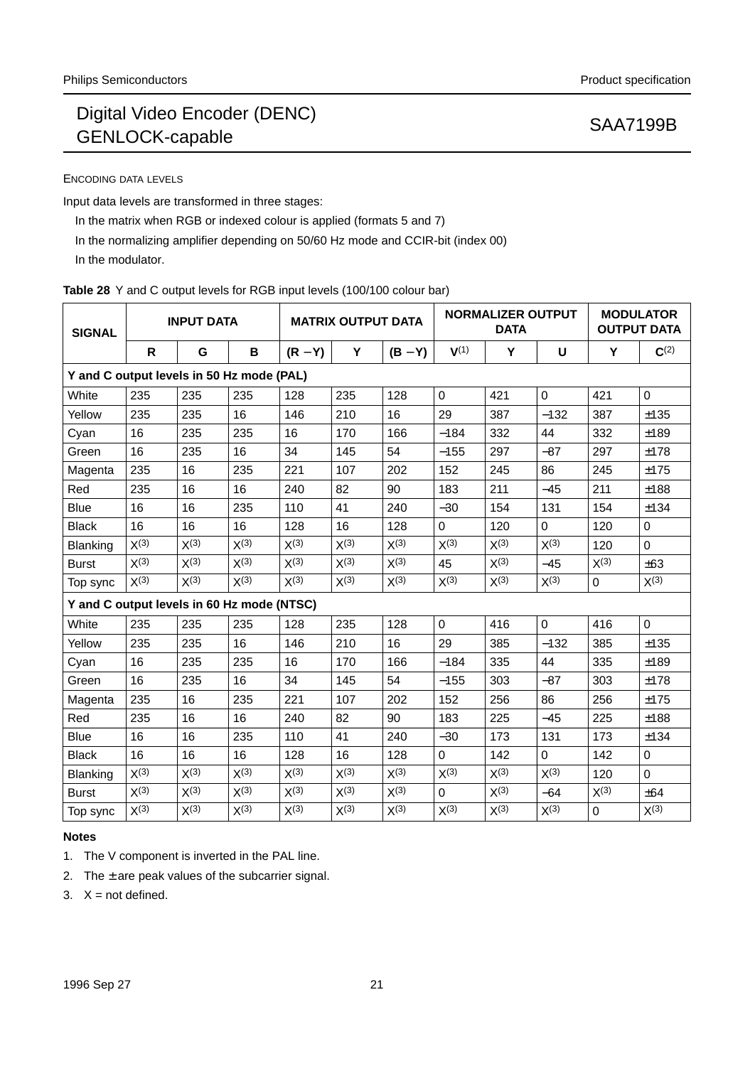ENCODING DATA LEVELS

Input data levels are transformed in three stages:

- In the matrix when RGB or indexed colour is applied (formats 5 and 7)
- In the normalizing amplifier depending on 50/60 Hz mode and CCIR-bit (index 00)
- In the modulator.

**Table 28** Y and C output levels for RGB input levels (100/100 colour bar)

| SIGNAL | INPUT DATA | | | MATRIX OUTPUT DATA | | | NORMALIZER OUTPUT DATA | | | MODULATOR OUTPUT DATA | |
|---|---|---|---|---|---|---|---|---|---|---|---|
| | R | G | B | (R − Y) | Y | (B − Y) | V(1) | Y | U | Y | C(2) |
| **Y and C output levels in 50 Hz mode (PAL)** | | | | | | | | | | | |
| White | 235 | 235 | 235 | 128 | 235 | 128 | 0 | 421 | 0 | 421 | 0 |
| Yellow | 235 | 235 | 16 | 146 | 210 | 16 | 29 | 387 | −132 | 387 | ±135 |
| Cyan | 16 | 235 | 235 | 16 | 170 | 166 | −184 | 332 | 44 | 332 | ±189 |
| Green | 16 | 235 | 16 | 34 | 145 | 54 | −155 | 297 | −87 | 297 | ±178 |
| Magenta | 235 | 16 | 235 | 221 | 107 | 202 | 152 | 245 | 86 | 245 | ±175 |
| Red | 235 | 16 | 16 | 240 | 82 | 90 | 183 | 211 | −45 | 211 | ±188 |
| Blue | 16 | 16 | 235 | 110 | 41 | 240 | −30 | 154 | 131 | 154 | ±134 |
| Black | 16 | 16 | 16 | 128 | 16 | 128 | 0 | 120 | 0 | 120 | 0 |
| Blanking | X(3) | X(3) | X(3) | X(3) | X(3) | X(3) | X(3) | X(3) | X(3) | 120 | 0 |
| Burst | X(3) | X(3) | X(3) | X(3) | X(3) | X(3) | 45 | X(3) | −45 | X(3) | ±63 |
| Top sync | X(3) | X(3) | X(3) | X(3) | X(3) | X(3) | X(3) | X(3) | X(3) | 0 | X(3) |
| **Y and C output levels in 60 Hz mode (NTSC)** | | | | | | | | | | | |
| White | 235 | 235 | 235 | 128 | 235 | 128 | 0 | 416 | 0 | 416 | 0 |
| Yellow | 235 | 235 | 16 | 146 | 210 | 16 | 29 | 385 | −132 | 385 | ±135 |
| Cyan | 16 | 235 | 235 | 16 | 170 | 166 | −184 | 335 | 44 | 335 | ±189 |
| Green | 16 | 235 | 16 | 34 | 145 | 54 | −155 | 303 | −87 | 303 | ±178 |
| Magenta | 235 | 16 | 235 | 221 | 107 | 202 | 152 | 256 | 86 | 256 | ±175 |
| Red | 235 | 16 | 16 | 240 | 82 | 90 | 183 | 225 | −45 | 225 | ±188 |
| Blue | 16 | 16 | 235 | 110 | 41 | 240 | −30 | 173 | 131 | 173 | ±134 |
| Black | 16 | 16 | 16 | 128 | 16 | 128 | 0 | 142 | 0 | 142 | 0 |
| Blanking | X(3) | X(3) | X(3) | X(3) | X(3) | X(3) | X(3) | X(3) | X(3) | 120 | 0 |
| Burst | X(3) | X(3) | X(3) | X(3) | X(3) | X(3) | 0 | X(3) | −64 | X(3) | ±64 |
| Top sync | X(3) | X(3) | X(3) | X(3) | X(3) | X(3) | X(3) | X(3) | X(3) | 0 | X(3) |

**Notes**

1. The V component is inverted in the PAL line.
2. The ± are peak values of the subcarrier signal.
3. X = not defined.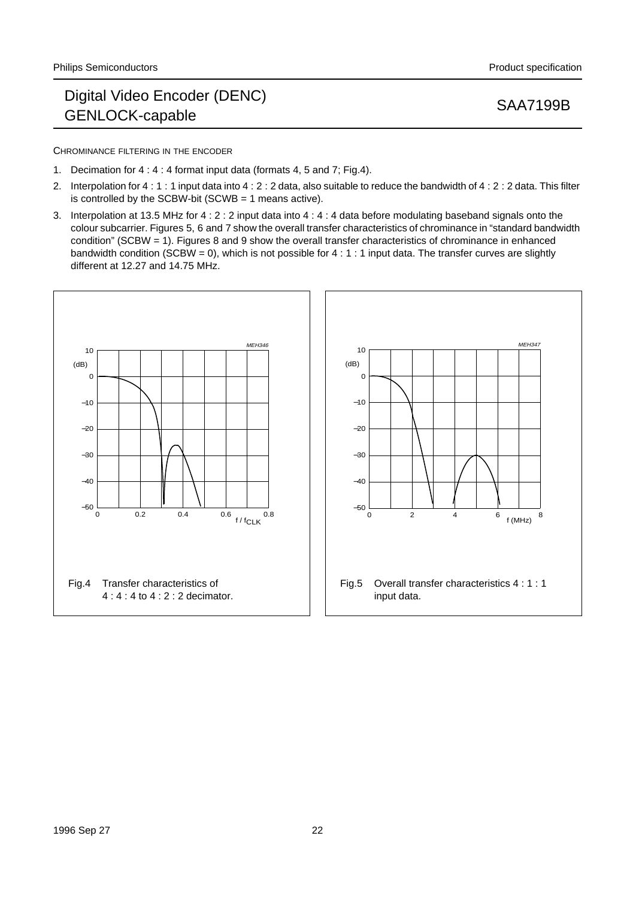CHROMINANCE FILTERING IN THE ENCODER

1. Decimation for 4 : 4 : 4 format input data (formats 4, 5 and 7; Fig.4).
2. Interpolation for 4 : 1 : 1 input data into 4 : 2 : 2 data, also suitable to reduce the bandwidth of 4 : 2 : 2 data. This filter is controlled by the SCBW-bit (SCWB = 1 means active).
3. Interpolation at 13.5 MHz for 4 : 2 : 2 input data into 4 : 4 : 4 data before modulating baseband signals onto the colour subcarrier. Figures 5, 6 and 7 show the overall transfer characteristics of chrominance in “standard bandwidth condition” (SCBW = 1). Figures 8 and 9 show the overall transfer characteristics of chrominance in enhanced bandwidth condition (SCBW = 0), which is not possible for 4 : 1 : 1 input data. The transfer curves are slightly different at 12.27 and 14.75 MHz.

Fig.4 Transfer characteristics of 4 : 4 : 4 to 4 : 2 : 2 decimator.

Fig.5 Overall transfer characteristics 4 : 1 : 1 input data.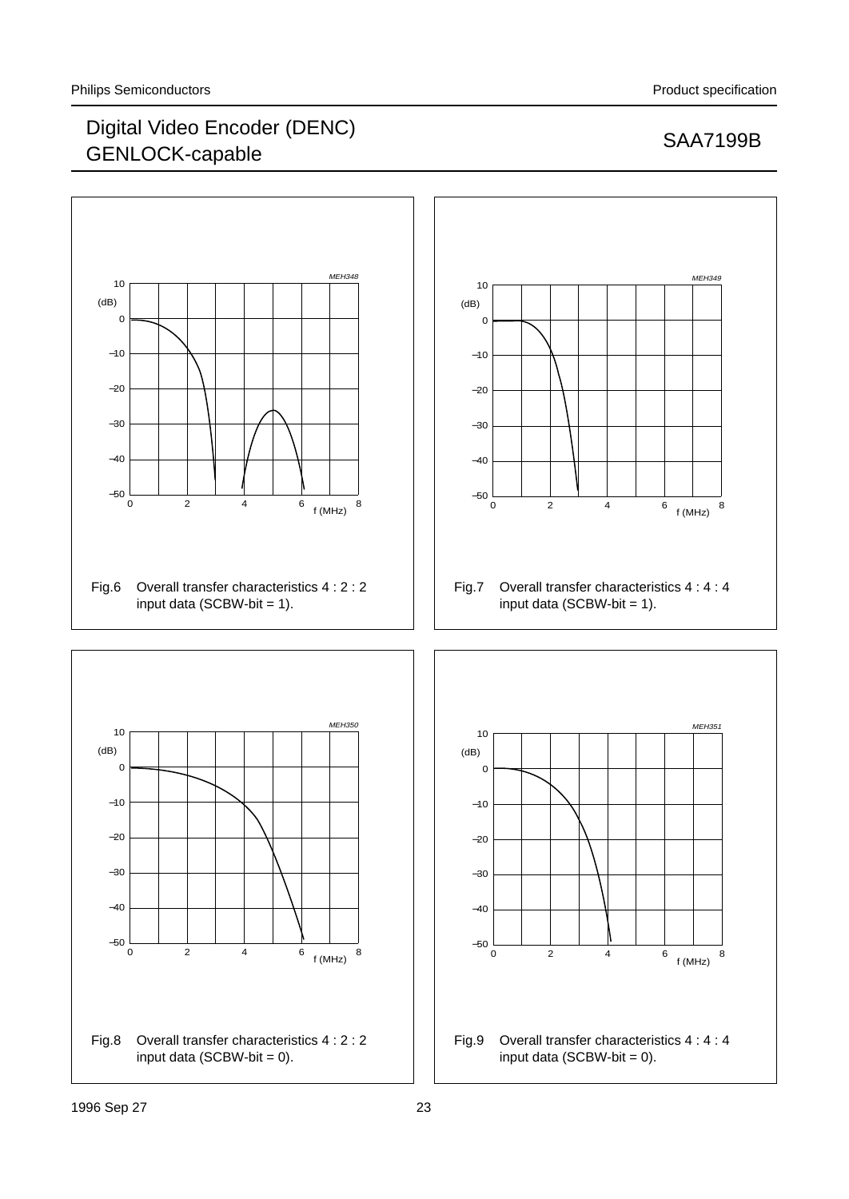Fig.6 Overall transfer characteristics 4 : 2 : 2 input data (SCBW-bit = 1).

Fig.7 Overall transfer characteristics 4 : 4 : 4 input data (SCBW-bit = 1).

Fig.8 Overall transfer characteristics 4 : 2 : 2 input data (SCBW-bit = 0).

Fig.9 Overall transfer characteristics 4 : 4 : 4 input data (SCBW-bit = 0).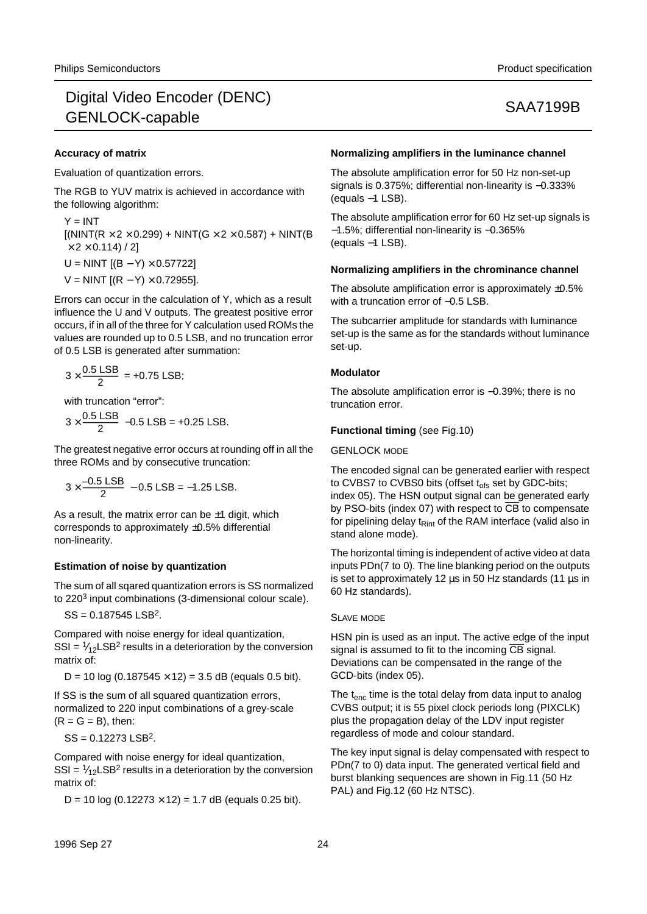#### Accuracy of matrix

Evaluation of quantization errors.

The RGB to YUV matrix is achieved in accordance with the following algorithm:

$Y = \text{INT}\ [(\text{NINT}(R \times 2 \times 0.299) + \text{NINT}(G \times 2 \times 0.587) + \text{NINT}(B \times 2 \times 0.114) / 2]$

$U = \text{NINT}\ [(B - Y) \times 0.57722]$

$V = \text{NINT}\ [(R - Y) \times 0.72955]$.

Errors can occur in the calculation of Y, which as a result influence the U and V outputs. The greatest positive error occurs, if in all of the three for Y calculation used ROMs the values are rounded up to 0.5 LSB, and no truncation error of 0.5 LSB is generated after summation:

$$3 \times \frac{0.5\ \text{LSB}}{2} = +0.75\ \text{LSB};$$

with truncation “error”:

$$3 \times \frac{0.5\ \text{LSB}}{2} - 0.5\ \text{LSB} = +0.25\ \text{LSB}.$$

The greatest negative error occurs at rounding off in all the three ROMs and by consecutive truncation:

$$3 \times \frac{-0.5\ \text{LSB}}{2} - 0.5\ \text{LSB} = -1.25\ \text{LSB}.$$

As a result, the matrix error can be ±1 digit, which corresponds to approximately ±0.5% differential non-linearity.

#### Estimation of noise by quantization

The sum of all sqared quantization errors is SS normalized to $220^3$ input combinations (3-dimensional colour scale).

$SS = 0.187545\ \text{LSB}^2$.

Compared with noise energy for ideal quantization, $SSI = \frac{1}{12}\text{LSB}^2$ results in a deterioration by the conversion matrix of:

$D = 10 \log (0.187545 \times 12) = 3.5$ dB (equals 0.5 bit).

If SS is the sum of all squared quantization errors, normalized to 220 input combinations of a grey-scale (R = G = B), then:

$SS = 0.12273\ \text{LSB}^2$.

Compared with noise energy for ideal quantization, $SSI = \frac{1}{12}\text{LSB}^2$ results in a deterioration by the conversion matrix of:

$D = 10 \log (0.12273 \times 12) = 1.7$ dB (equals 0.25 bit).

#### Normalizing amplifiers in the luminance channel

The absolute amplification error for 50 Hz non-set-up signals is 0.375%; differential non-linearity is −0.333% (equals −1 LSB).

The absolute amplification error for 60 Hz set-up signals is −1.5%; differential non-linearity is −0.365% (equals −1 LSB).

#### Normalizing amplifiers in the chrominance channel

The absolute amplification error is approximately ±0.5% with a truncation error of −0.5 LSB.

The subcarrier amplitude for standards with luminance set-up is the same as for the standards without luminance set-up.

#### Modulator

The absolute amplification error is −0.39%; there is no truncation error.

#### Functional timing (see Fig.10)

GENLOCK MODE

The encoded signal can be generated earlier with respect to CVBS7 to CVBS0 bits (offset $t_{ofs}$ set by GDC-bits; index 05). The HSN output signal can be generated early by PSO-bits (index 07) with respect to $\overline{CB}$ to compensate for pipelining delay $t_{Rint}$ of the RAM interface (valid also in stand alone mode).

The horizontal timing is independent of active video at data inputs PDn(7 to 0). The line blanking period on the outputs is set to approximately 12 µs in 50 Hz standards (11 µs in 60 Hz standards).

SLAVE MODE

HSN pin is used as an input. The active edge of the input signal is assumed to fit to the incoming $\overline{CB}$ signal. Deviations can be compensated in the range of the GCD-bits (index 05).

The $t_{enc}$ time is the total delay from data input to analog CVBS output; it is 55 pixel clock periods long (PIXCLK) plus the propagation delay of the LDV input register regardless of mode and colour standard.

The key input signal is delay compensated with respect to PDn(7 to 0) data input. The generated vertical field and burst blanking sequences are shown in Fig.11 (50 Hz PAL) and Fig.12 (60 Hz NTSC).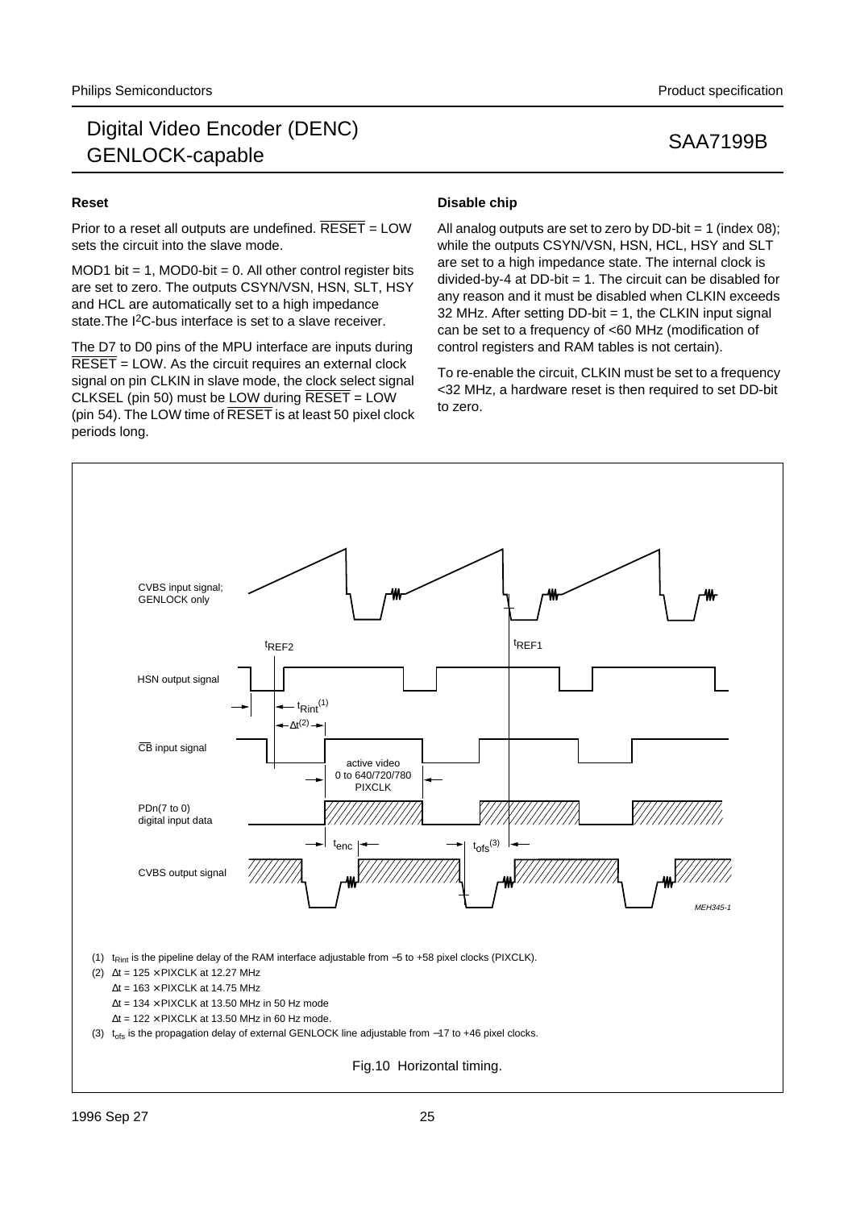### Reset

Prior to a reset all outputs are undefined. $\overline{\text{RESET}}$ = LOW sets the circuit into the slave mode.

MOD1 bit = 1, MOD0-bit = 0. All other control register bits are set to zero. The outputs CSYN/VSN, HSN, SLT, HSY and HCL are automatically set to a high impedance state.The I$^2$C-bus interface is set to a slave receiver.

The D7 to D0 pins of the MPU interface are inputs during $\overline{\text{RESET}}$ = LOW. As the circuit requires an external clock signal on pin CLKIN in slave mode, the clock select signal CLKSEL (pin 50) must be LOW during $\overline{\text{RESET}}$ = LOW (pin 54). The LOW time of $\overline{\text{RESET}}$ is at least 50 pixel clock periods long.

### Disable chip

All analog outputs are set to zero by DD-bit = 1 (index 08); while the outputs CSYN/VSN, HSN, HCL, HSY and SLT are set to a high impedance state. The internal clock is divided-by-4 at DD-bit = 1. The circuit can be disabled for any reason and it must be disabled when CLKIN exceeds 32 MHz. After setting DD-bit = 1, the CLKIN input signal can be set to a frequency of <60 MHz (modification of control registers and RAM tables is not certain).

To re-enable the circuit, CLKIN must be set to a frequency <32 MHz, a hardware reset is then required to set DD-bit to zero.

(1) $t_{Rint}$ is the pipeline delay of the RAM interface adjustable from −5 to +58 pixel clocks (PIXCLK).

(2) $\Delta t = 125 \times$ PIXCLK at 12.27 MHz

$\Delta t = 163 \times$ PIXCLK at 14.75 MHz

$\Delta t = 134 \times$ PIXCLK at 13.50 MHz in 50 Hz mode

$\Delta t = 122 \times$ PIXCLK at 13.50 MHz in 60 Hz mode.

(3) $t_{ofs}$ is the propagation delay of external GENLOCK line adjustable from −17 to +46 pixel clocks.

Fig.10 Horizontal timing.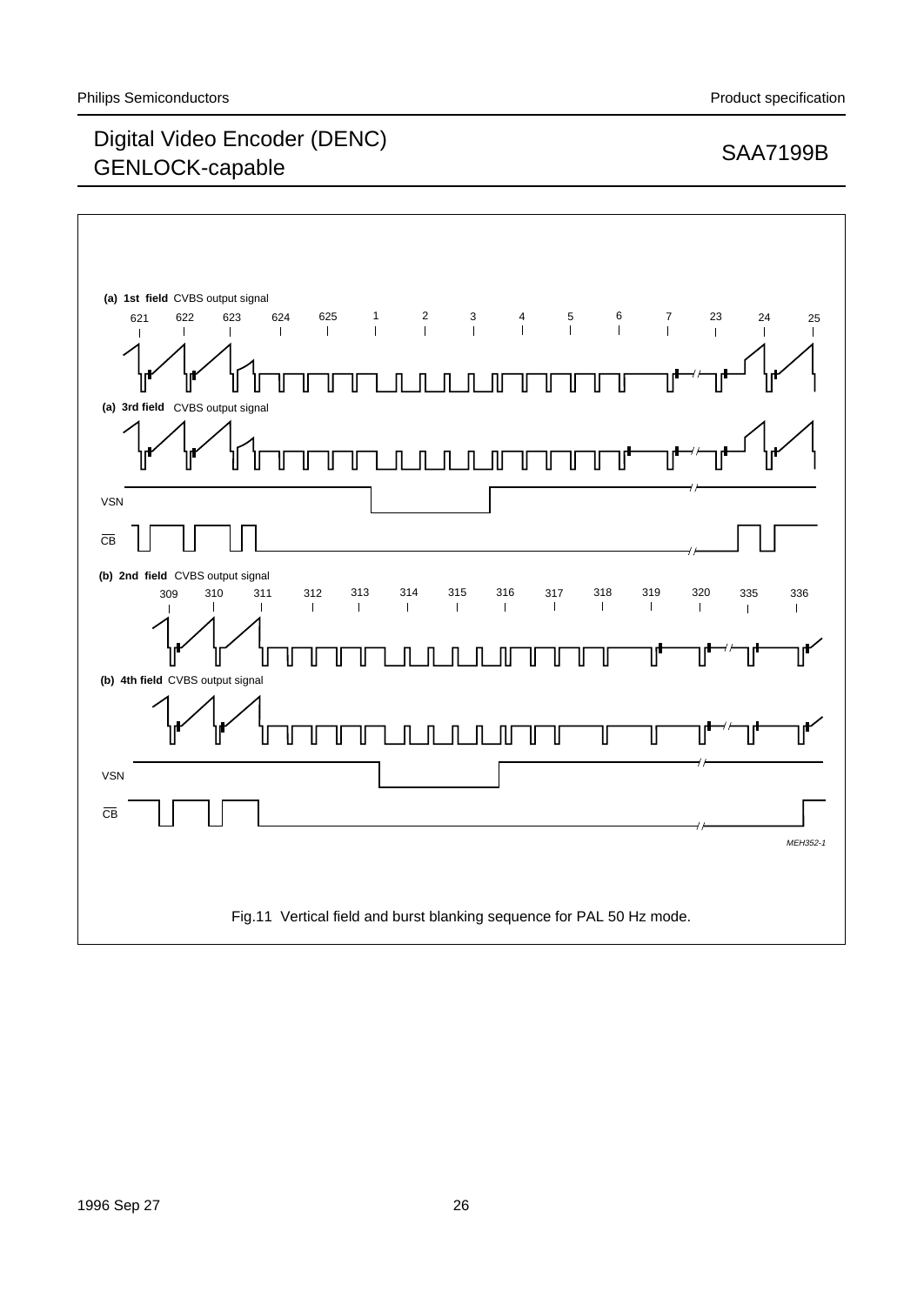(a) **1st field** CVBS output signal

621 622 623 624 625 1 2 3 4 5 6 7 23 24 25

(a) **3rd field** CVBS output signal

VSN

$\overline{CB}$

(b) **2nd field** CVBS output signal

309 310 311 312 313 314 315 316 317 318 319 320 335 336

(b) **4th field** CVBS output signal

VSN

$\overline{CB}$

*MEH352-1*

Fig.11 Vertical field and burst blanking sequence for PAL 50 Hz mode.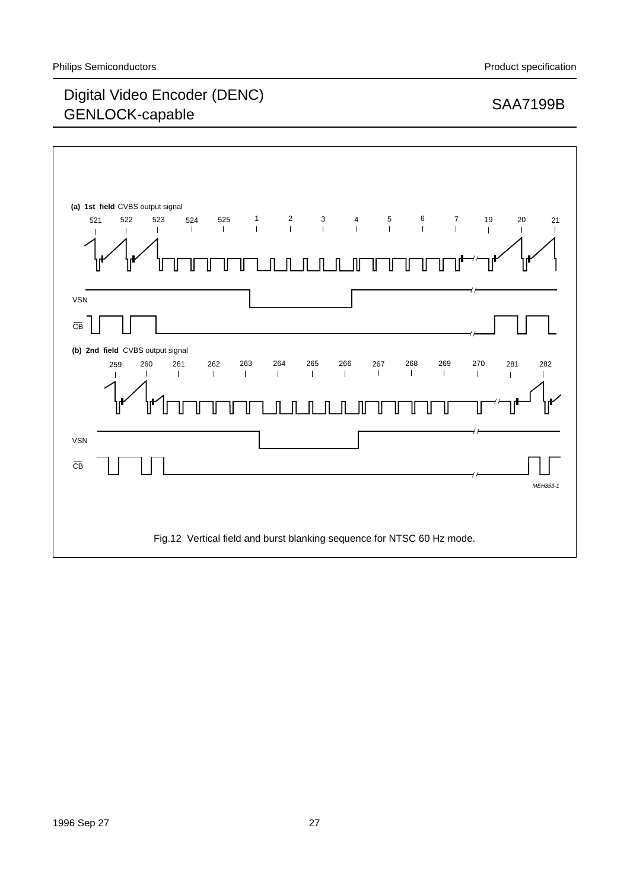(a) 1st field CVBS output signal

521 522 523 524 525 1 2 3 4 5 6 7 19 20 21

VSN

$\overline{CB}$

(b) 2nd field CVBS output signal

259 260 261 262 263 264 265 266 267 268 269 270 281 282

VSN

$\overline{CB}$

MEH353-1

Fig.12 Vertical field and burst blanking sequence for NTSC 60 Hz mode.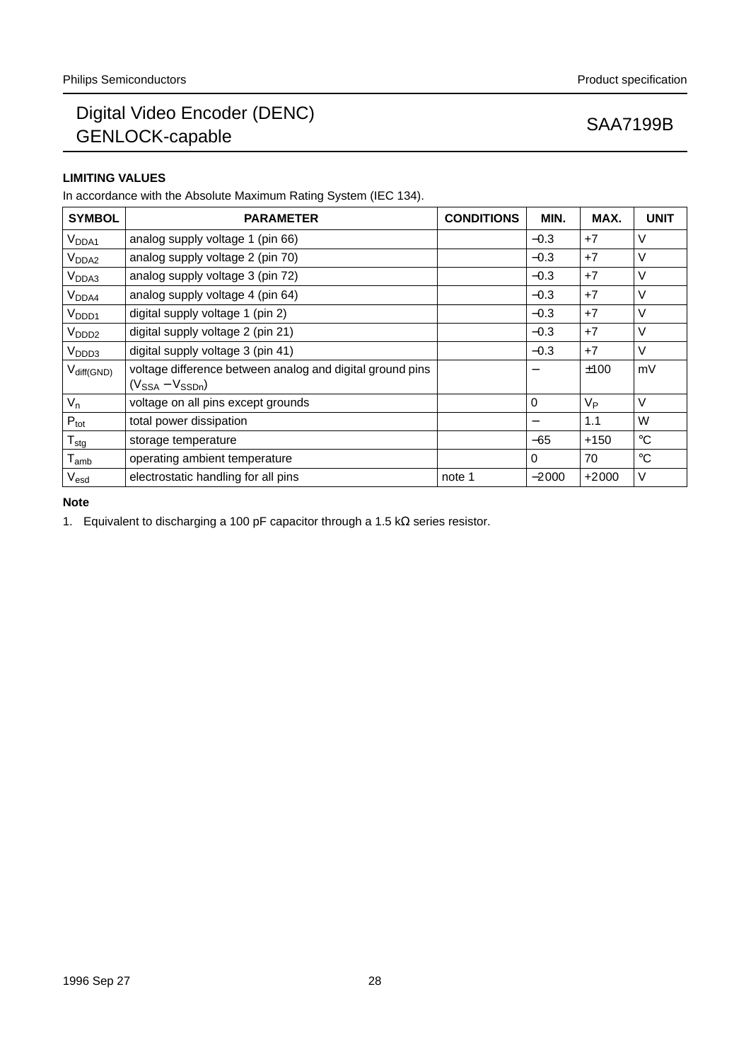## LIMITING VALUES

In accordance with the Absolute Maximum Rating System (IEC 134).

| SYMBOL | PARAMETER | CONDITIONS | MIN. | MAX. | UNIT |
|---|---|---|---|---|---|
| $V_{DDA1}$ | analog supply voltage 1 (pin 66) | | −0.3 | +7 | V |
| $V_{DDA2}$ | analog supply voltage 2 (pin 70) | | −0.3 | +7 | V |
| $V_{DDA3}$ | analog supply voltage 3 (pin 72) | | −0.3 | +7 | V |
| $V_{DDA4}$ | analog supply voltage 4 (pin 64) | | −0.3 | +7 | V |
| $V_{DDD1}$ | digital supply voltage 1 (pin 2) | | −0.3 | +7 | V |
| $V_{DDD2}$ | digital supply voltage 2 (pin 21) | | −0.3 | +7 | V |
| $V_{DDD3}$ | digital supply voltage 3 (pin 41) | | −0.3 | +7 | V |
| $V_{diff(GND)}$ | voltage difference between analog and digital ground pins ($V_{SSA} - V_{SSDn}$) | | − | ±100 | mV |
| $V_n$ | voltage on all pins except grounds | | 0 | $V_P$ | V |
| $P_{tot}$ | total power dissipation | | − | 1.1 | W |
| $T_{stg}$ | storage temperature | | −65 | +150 | °C |
| $T_{amb}$ | operating ambient temperature | | 0 | 70 | °C |
| $V_{esd}$ | electrostatic handling for all pins | note 1 | −2000 | +2000 | V |

**Note**

1. Equivalent to discharging a 100 pF capacitor through a 1.5 kΩ series resistor.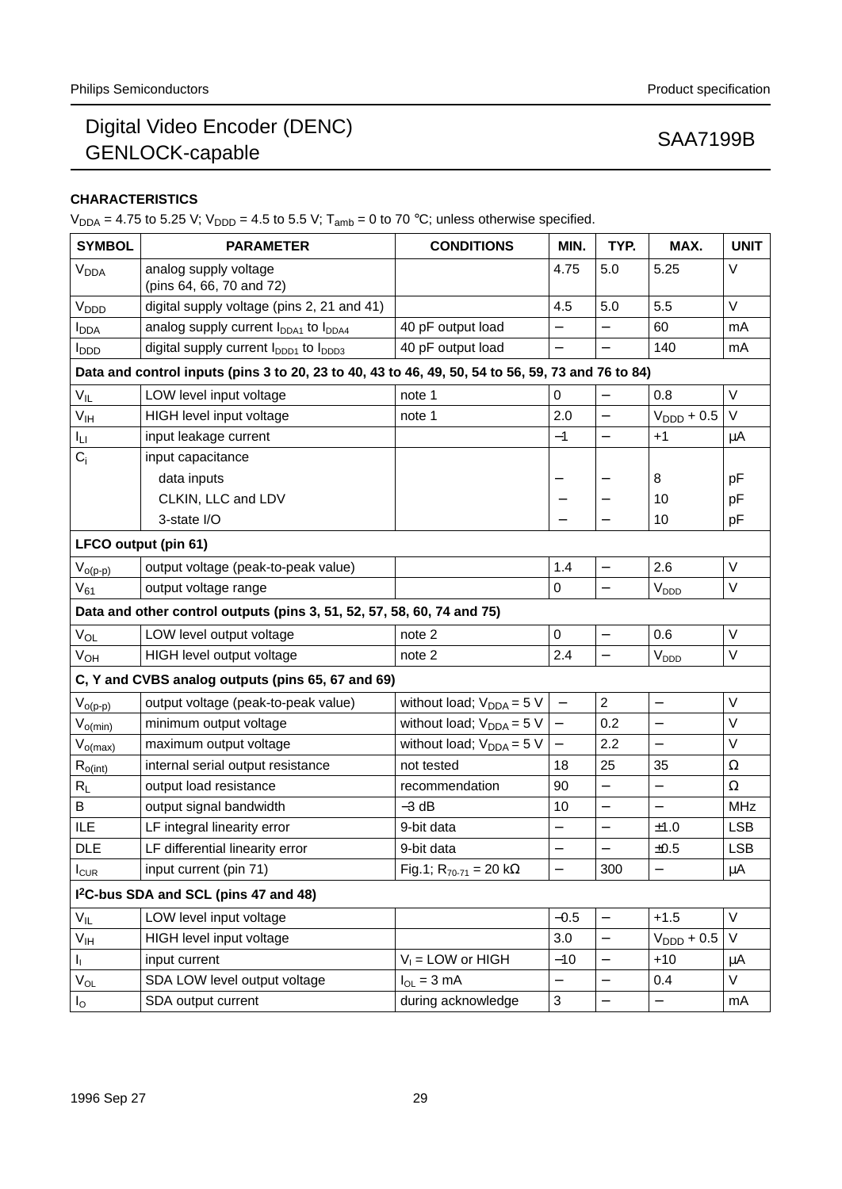## CHARACTERISTICS

$V_{DDA}$ = 4.75 to 5.25 V; $V_{DDD}$ = 4.5 to 5.5 V; $T_{amb}$ = 0 to 70 °C; unless otherwise specified.

| SYMBOL | PARAMETER | CONDITIONS | MIN. | TYP. | MAX. | UNIT |
|---|---|---|---|---|---|---|
| $V_{DDA}$ | analog supply voltage (pins 64, 66, 70 and 72) | | 4.75 | 5.0 | 5.25 | V |
| $V_{DDD}$ | digital supply voltage (pins 2, 21 and 41) | | 4.5 | 5.0 | 5.5 | V |
| $I_{DDA}$ | analog supply current $I_{DDA1}$ to $I_{DDA4}$ | 40 pF output load | − | − | 60 | mA |
| $I_{DDD}$ | digital supply current $I_{DDD1}$ to $I_{DDD3}$ | 40 pF output load | − | − | 140 | mA |
| **Data and control inputs (pins 3 to 20, 23 to 40, 43 to 46, 49, 50, 54 to 56, 59, 73 and 76 to 84)** | | | | | | |
| $V_{IL}$ | LOW level input voltage | note 1 | 0 | − | 0.8 | V |
| $V_{IH}$ | HIGH level input voltage | note 1 | 2.0 | − | $V_{DDD}$ + 0.5 | V |
| $I_{LI}$ | input leakage current | | −1 | − | +1 | μA |
| $C_i$ | input capacitance | | | | | |
| | data inputs | | − | − | 8 | pF |
| | CLKIN, LLC and LDV | | − | − | 10 | pF |
| | 3-state I/O | | − | − | 10 | pF |
| **LFCO output (pin 61)** | | | | | | |
| $V_{o(p-p)}$ | output voltage (peak-to-peak value) | | 1.4 | − | 2.6 | V |
| $V_{61}$ | output voltage range | | 0 | − | $V_{DDD}$ | V |
| **Data and other control outputs (pins 3, 51, 52, 57, 58, 60, 74 and 75)** | | | | | | |
| $V_{OL}$ | LOW level output voltage | note 2 | 0 | − | 0.6 | V |
| $V_{OH}$ | HIGH level output voltage | note 2 | 2.4 | − | $V_{DDD}$ | V |
| **C, Y and CVBS analog outputs (pins 65, 67 and 69)** | | | | | | |
| $V_{o(p-p)}$ | output voltage (peak-to-peak value) | without load; $V_{DDA}$ = 5 V | − | 2 | − | V |
| $V_{o(min)}$ | minimum output voltage | without load; $V_{DDA}$ = 5 V | − | 0.2 | − | V |
| $V_{o(max)}$ | maximum output voltage | without load; $V_{DDA}$ = 5 V | − | 2.2 | − | V |
| $R_{o(int)}$ | internal serial output resistance | not tested | 18 | 25 | 35 | Ω |
| $R_L$ | output load resistance | recommendation | 90 | − | − | Ω |
| B | output signal bandwidth | −3 dB | 10 | − | − | MHz |
| ILE | LF integral linearity error | 9-bit data | − | − | ±1.0 | LSB |
| DLE | LF differential linearity error | 9-bit data | − | − | ±0.5 | LSB |
| $I_{CUR}$ | input current (pin 71) | Fig.1; $R_{70-71}$ = 20 kΩ | − | 300 | − | μA |
| **I²C-bus SDA and SCL (pins 47 and 48)** | | | | | | |
| $V_{IL}$ | LOW level input voltage | | −0.5 | − | +1.5 | V |
| $V_{IH}$ | HIGH level input voltage | | 3.0 | − | $V_{DDD}$ + 0.5 | V |
| $I_I$ | input current | $V_I$ = LOW or HIGH | −10 | − | +10 | μA |
| $V_{OL}$ | SDA LOW level output voltage | $I_{OL}$ = 3 mA | − | − | 0.4 | V |
| $I_O$ | SDA output current | during acknowledge | 3 | − | − | mA |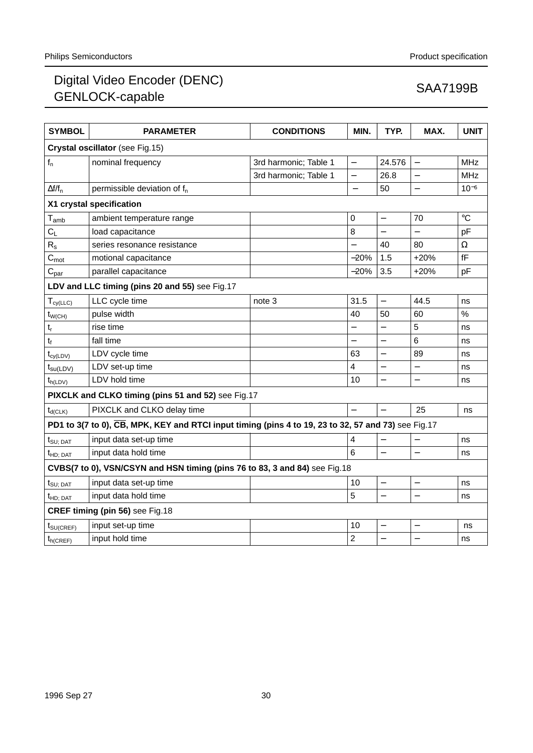| SYMBOL | PARAMETER | CONDITIONS | MIN. | TYP. | MAX. | UNIT |
|---|---|---|---|---|---|---|
| **Crystal oscillator** (see Fig.15) | | | | | | |
| $f_n$ | nominal frequency | 3rd harmonic; Table 1 | – | 24.576 | – | MHz |
| | | 3rd harmonic; Table 1 | – | 26.8 | – | MHz |
| $\Delta f/f_n$ | permissible deviation of $f_n$ | | – | 50 | – | $10^{-6}$ |
| **X1 crystal specification** | | | | | | |
| $T_{amb}$ | ambient temperature range | | 0 | – | 70 | °C |
| $C_L$ | load capacitance | | 8 | – | – | pF |
| $R_s$ | series resonance resistance | | – | 40 | 80 | Ω |
| $C_{mot}$ | motional capacitance | | −20% | 1.5 | +20% | fF |
| $C_{par}$ | parallel capacitance | | −20% | 3.5 | +20% | pF |
| **LDV and LLC timing (pins 20 and 55)** see Fig.17 | | | | | | |
| $T_{cy(LLC)}$ | LLC cycle time | note 3 | 31.5 | – | 44.5 | ns |
| $t_{W(CH)}$ | pulse width | | 40 | 50 | 60 | % |
| $t_r$ | rise time | | – | – | 5 | ns |
| $t_f$ | fall time | | – | – | 6 | ns |
| $t_{cy(LDV)}$ | LDV cycle time | | 63 | – | 89 | ns |
| $t_{su(LDV)}$ | LDV set-up time | | 4 | – | – | ns |
| $t_{h(LDV)}$ | LDV hold time | | 10 | – | – | ns |
| **PIXCLK and CLKO timing (pins 51 and 52)** see Fig.17 | | | | | | |
| $t_{d(CLK)}$ | PIXCLK and CLKO delay time | | – | – | 25 | ns |
| **PD1 to 3(7 to 0), $\overline{CB}$, MPK, KEY and RTCI input timing (pins 4 to 19, 23 to 32, 57 and 73)** see Fig.17 | | | | | | |
| $t_{SU;\,DAT}$ | input data set-up time | | 4 | – | – | ns |
| $t_{HD;\,DAT}$ | input data hold time | | 6 | – | – | ns |
| **CVBS(7 to 0), VSN/CSYN and HSN timing (pins 76 to 83, 3 and 84)** see Fig.18 | | | | | | |
| $t_{SU;\,DAT}$ | input data set-up time | | 10 | – | – | ns |
| $t_{HD;\,DAT}$ | input data hold time | | 5 | – | – | ns |
| **CREF timing (pin 56)** see Fig.18 | | | | | | |
| $t_{SU(CREF)}$ | input set-up time | | 10 | – | – | ns |
| $t_{h(CREF)}$ | input hold time | | 2 | – | – | ns |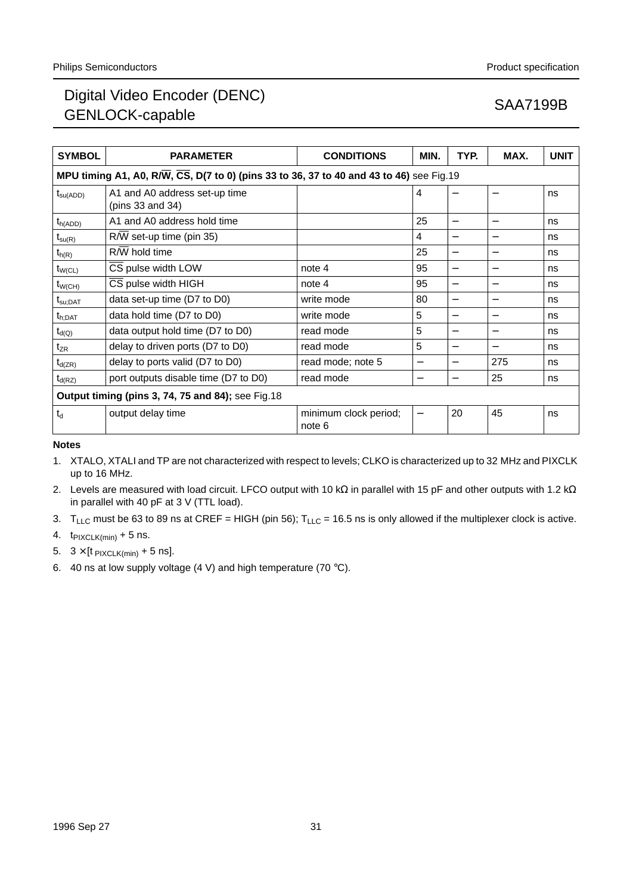| SYMBOL | PARAMETER | CONDITIONS | MIN. | TYP. | MAX. | UNIT |
|---|---|---|---|---|---|---|
| **MPU timing A1, A0, R/$\overline{W}$, $\overline{CS}$, D(7 to 0) (pins 33 to 36, 37 to 40 and 43 to 46)** see Fig.19 | | | | | | |
| $t_{su(ADD)}$ | A1 and A0 address set-up time (pins 33 and 34) | | 4 | – | – | ns |
| $t_{h(ADD)}$ | A1 and A0 address hold time | | 25 | – | – | ns |
| $t_{su(R)}$ | R/$\overline{W}$ set-up time (pin 35) | | 4 | – | – | ns |
| $t_{h(R)}$ | R/$\overline{W}$ hold time | | 25 | – | – | ns |
| $t_{W(CL)}$ | $\overline{CS}$ pulse width LOW | note 4 | 95 | – | – | ns |
| $t_{W(CH)}$ | $\overline{CS}$ pulse width HIGH | note 4 | 95 | – | – | ns |
| $t_{su;DAT}$ | data set-up time (D7 to D0) | write mode | 80 | – | – | ns |
| $t_{h;DAT}$ | data hold time (D7 to D0) | write mode | 5 | – | – | ns |
| $t_{d(Q)}$ | data output hold time (D7 to D0) | read mode | 5 | – | – | ns |
| $t_{ZR}$ | delay to driven ports (D7 to D0) | read mode | 5 | – | – | ns |
| $t_{d(ZR)}$ | delay to ports valid (D7 to D0) | read mode; note 5 | – | – | 275 | ns |
| $t_{d(RZ)}$ | port outputs disable time (D7 to D0) | read mode | – | – | 25 | ns |
| **Output timing (pins 3, 74, 75 and 84);** see Fig.18 | | | | | | |
| $t_d$ | output delay time | minimum clock period; note 6 | – | 20 | 45 | ns |

**Notes**

1. XTALO, XTALI and TP are not characterized with respect to levels; CLKO is characterized up to 32 MHz and PIXCLK up to 16 MHz.
2. Levels are measured with load circuit. LFCO output with 10 kΩ in parallel with 15 pF and other outputs with 1.2 kΩ in parallel with 40 pF at 3 V (TTL load).
3. $T_{LLC}$ must be 63 to 89 ns at CREF = HIGH (pin 56); $T_{LLC}$ = 16.5 ns is only allowed if the multiplexer clock is active.
4. $t_{PIXCLK(min)}$ + 5 ns.
5. 3 × [$t_{PIXCLK(min)}$ + 5 ns].
6. 40 ns at low supply voltage (4 V) and high temperature (70 °C).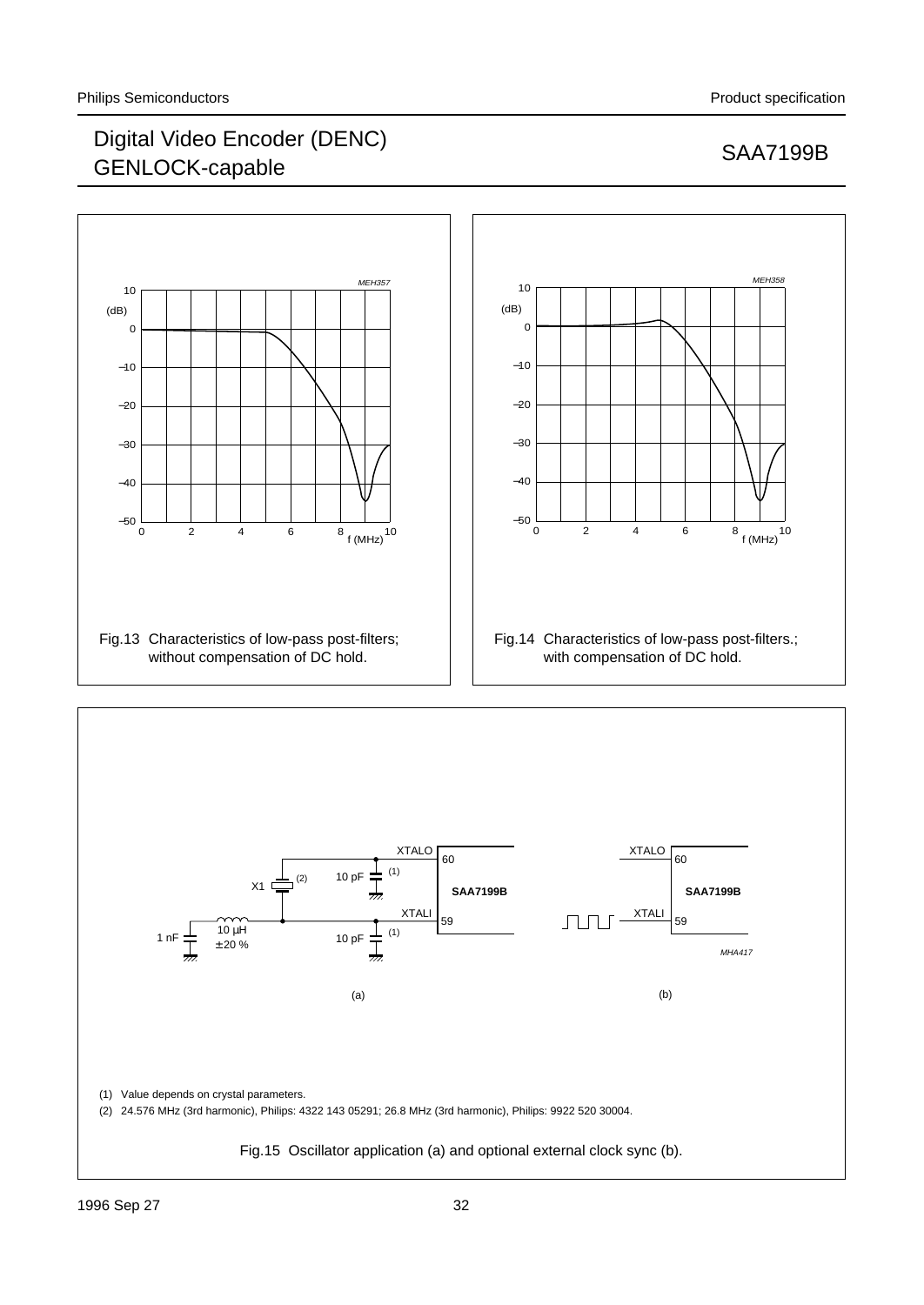Fig.13 Characteristics of low-pass post-filters; without compensation of DC hold.

Fig.14 Characteristics of low-pass post-filters.; with compensation of DC hold.

(1) Value depends on crystal parameters.

(2) 24.576 MHz (3rd harmonic), Philips: 4322 143 05291; 26.8 MHz (3rd harmonic), Philips: 9922 520 30004.

Fig.15 Oscillator application (a) and optional external clock sync (b).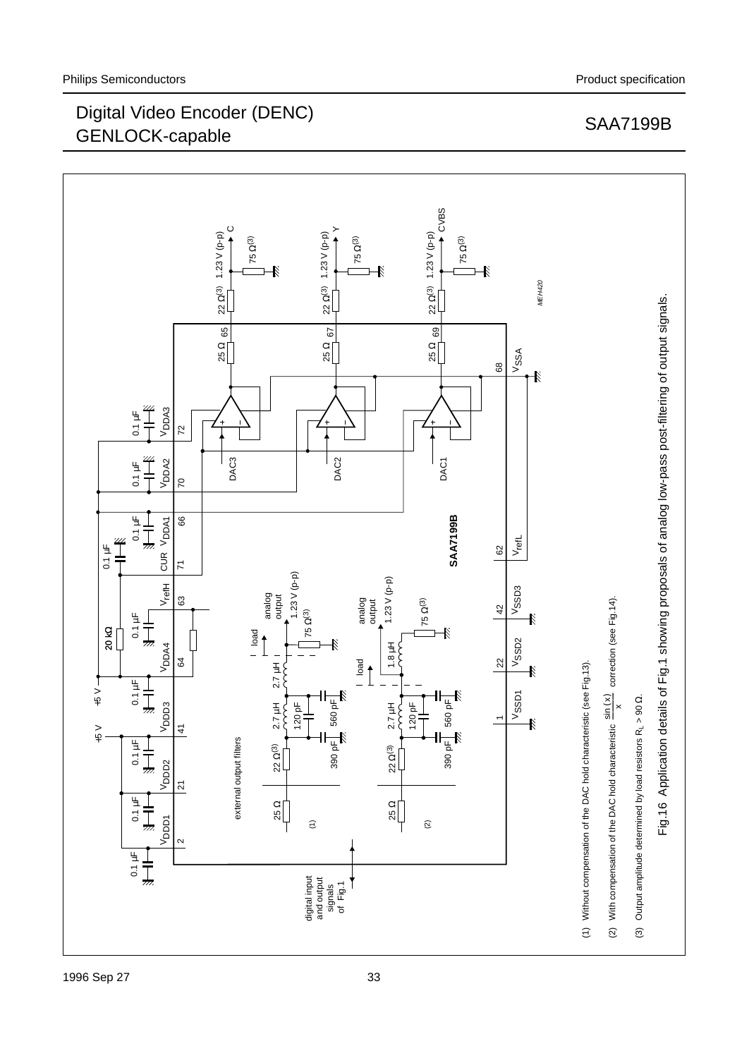# Digital Video Encoder (DENC) GENLOCK-capable

SAA7199B

(1) Without compensation of the DAC hold characteristic (see Fig.13).

(2) With compensation of the DAC hold characteristic $\frac{\sin(x)}{x}$ correction (see Fig.14).

(3) Output amplitude determined by load resistors $R_L > 90\ \Omega$.

Fig.16 Application details of Fig.1 showing proposals of analog low-pass post-filtering of output signals.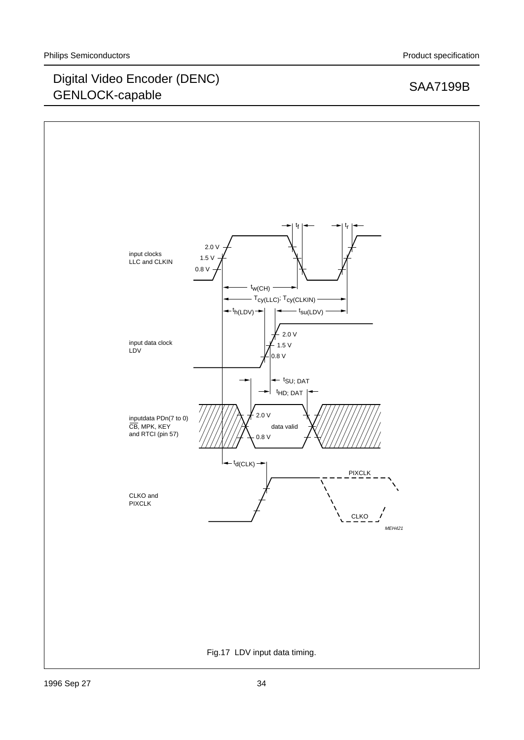Fig.17 LDV input data timing.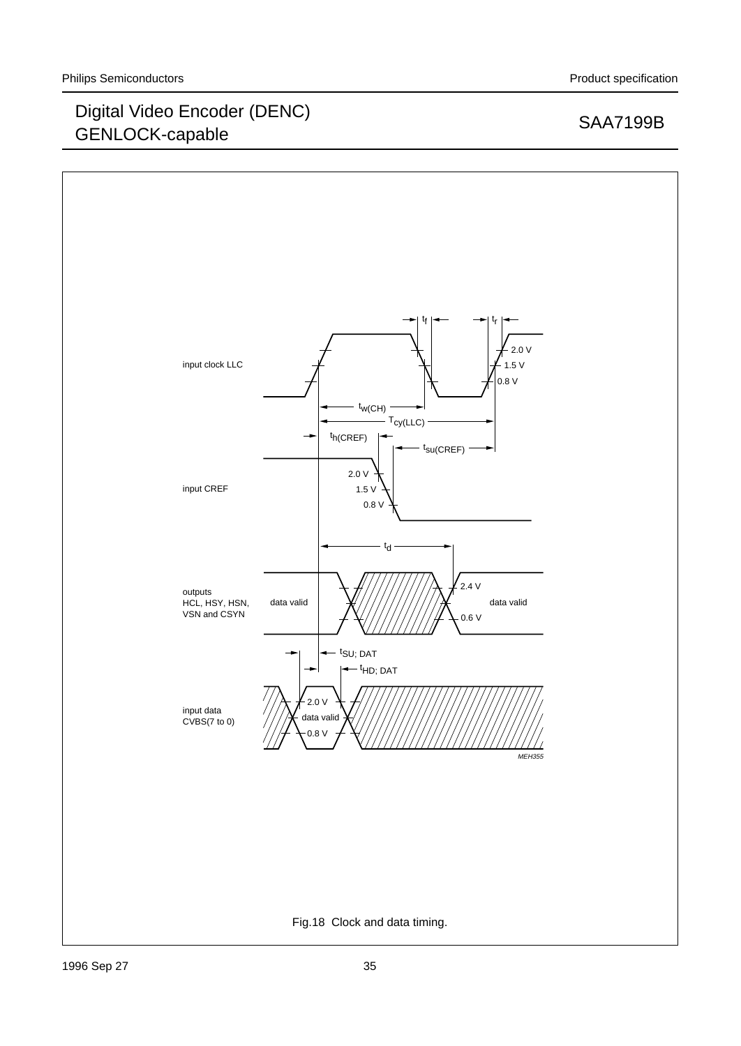Fig.18 Clock and data timing.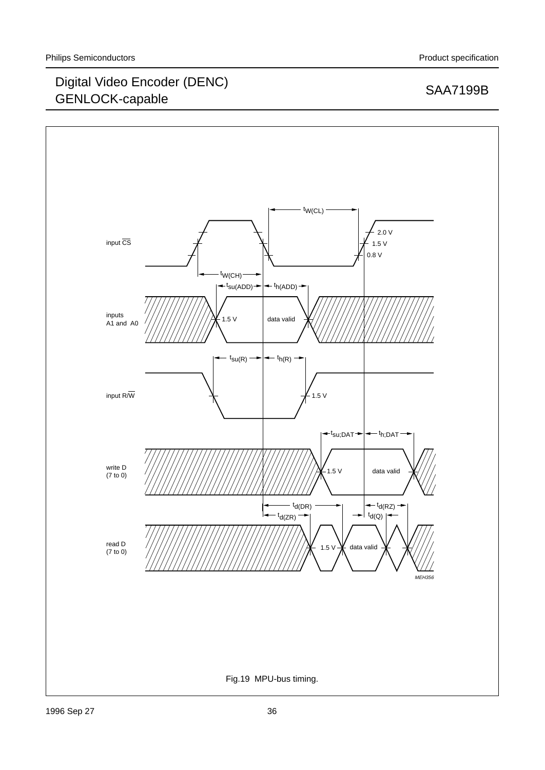Fig.19 MPU-bus timing.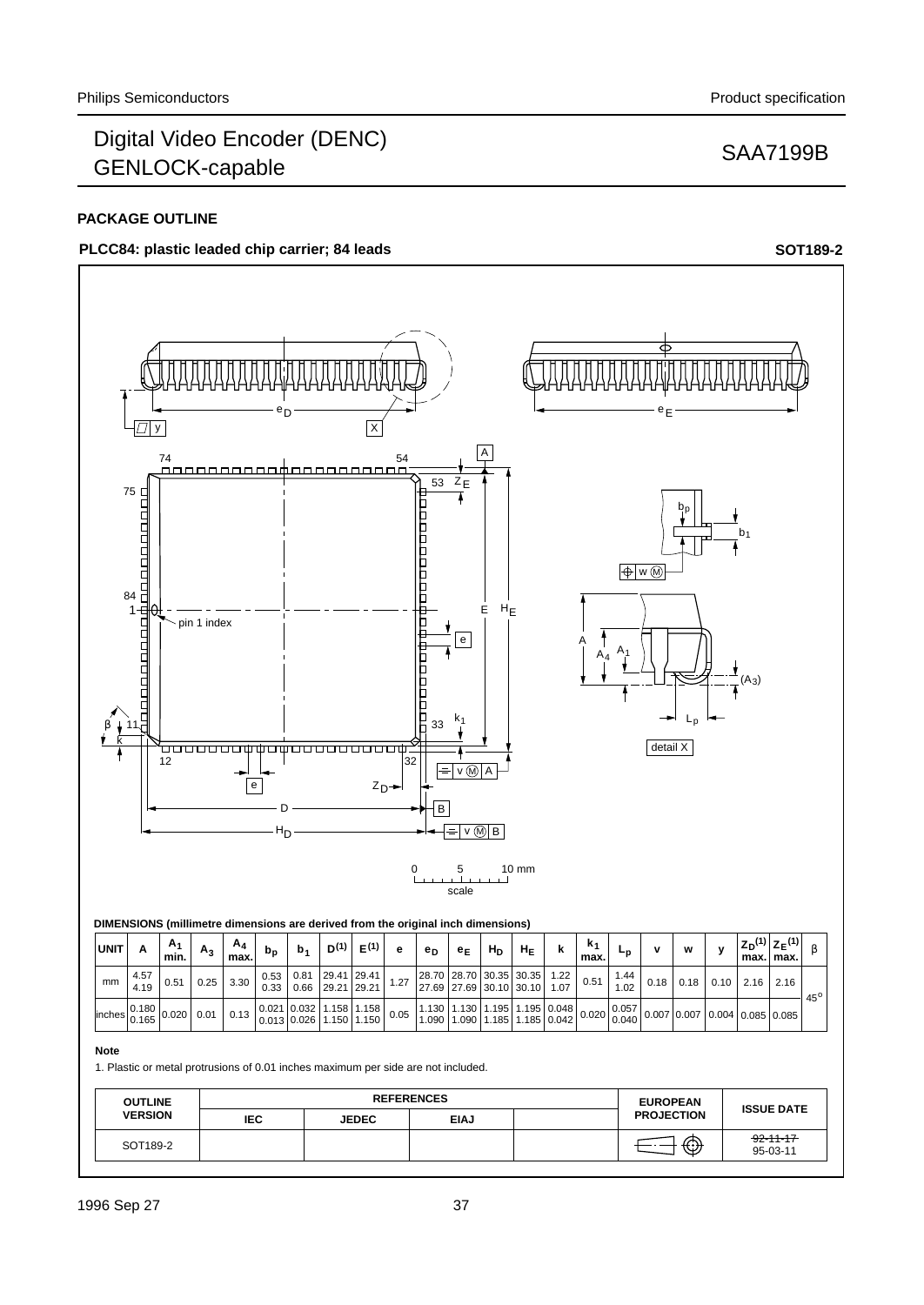## PACKAGE OUTLINE

**PLCC84: plastic leaded chip carrier; 84 leads** **SOT189-2**

**DIMENSIONS (millimetre dimensions are derived from the original inch dimensions)**

| UNIT | A | $A_1$ min. | $A_3$ | $A_4$ max. | $b_p$ | $b_1$ | $D^{(1)}$ | $E^{(1)}$ | e | $e_D$ | $e_E$ | $H_D$ | $H_E$ | k | $k_1$ max. | $L_p$ | v | w | y | $Z_D^{(1)}$ max. | $Z_E^{(1)}$ max. | β |
|---|---|---|---|---|---|---|---|---|---|---|---|---|---|---|---|---|---|---|---|---|---|---|
| mm | 4.57 4.19 | 0.51 | 0.25 | 3.30 | 0.53 0.33 | 0.81 0.66 | 29.41 29.21 | 29.41 29.21 | 1.27 | 28.70 27.69 | 28.70 27.69 | 30.35 30.10 | 30.35 30.10 | 1.22 1.07 | 0.51 | 1.44 1.02 | 0.18 | 0.18 | 0.10 | 2.16 | 2.16 | 45° |
| inches | 0.180 0.165 | 0.020 | 0.01 | 0.13 | 0.021 0.013 | 0.032 0.026 | 1.158 1.150 | 1.158 1.150 | 0.05 | 1.130 1.090 | 1.130 1.090 | 1.195 1.185 | 1.195 1.185 | 0.048 0.042 | 0.020 | 0.057 0.040 | 0.007 | 0.007 | 0.004 | 0.085 | 0.085 | |

**Note**

1. Plastic or metal protrusions of 0.01 inches maximum per side are not included.

| OUTLINE VERSION | REFERENCES IEC | JEDEC | EIAJ | | EUROPEAN PROJECTION | ISSUE DATE |
|---|---|---|---|---|---|---|
| SOT189-2 | | | | | | ~~92-11-17~~ 95-03-11 |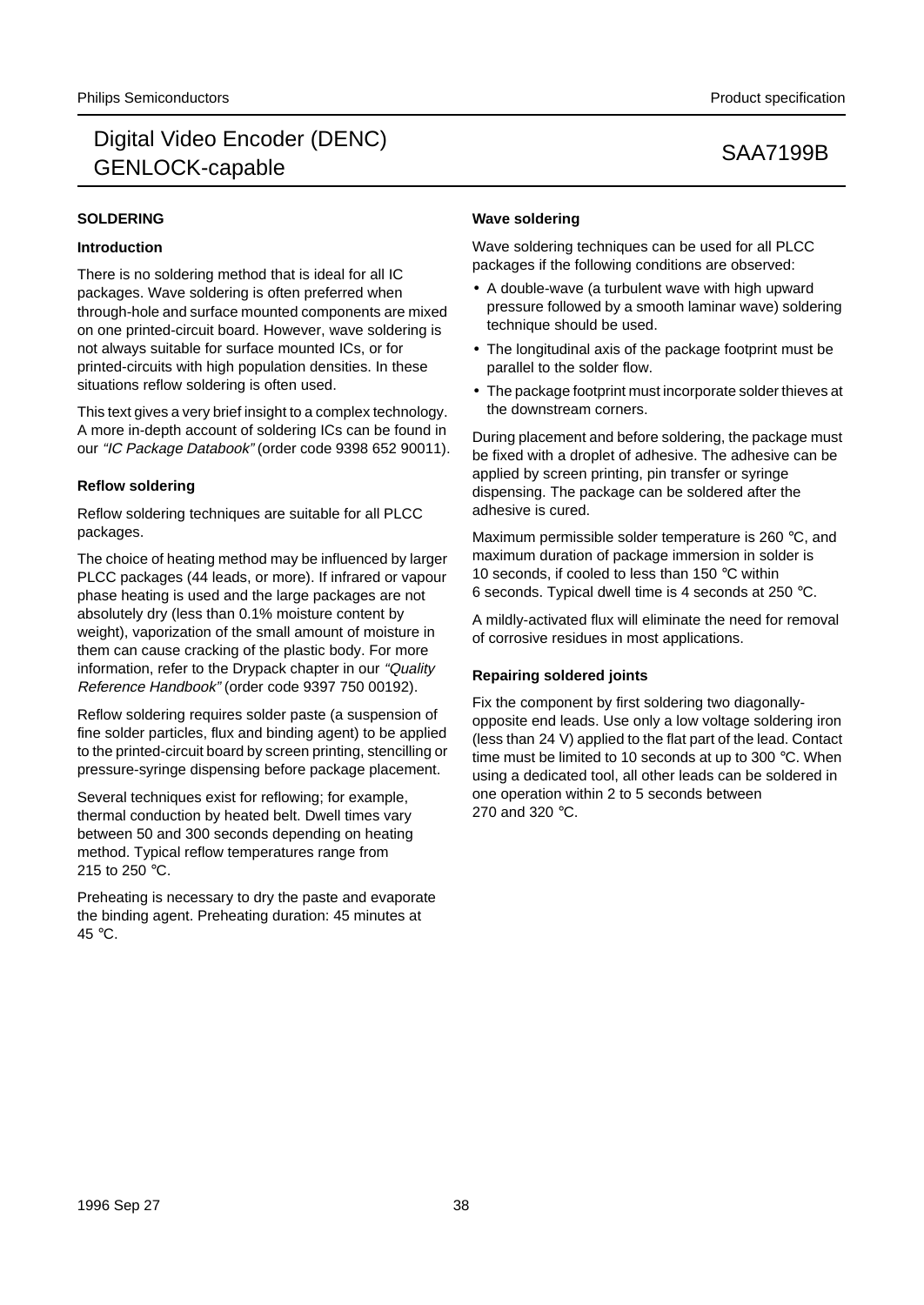## SOLDERING

### Introduction

There is no soldering method that is ideal for all IC packages. Wave soldering is often preferred when through-hole and surface mounted components are mixed on one printed-circuit board. However, wave soldering is not always suitable for surface mounted ICs, or for printed-circuits with high population densities. In these situations reflow soldering is often used.

This text gives a very brief insight to a complex technology. A more in-depth account of soldering ICs can be found in our *"IC Package Databook"* (order code 9398 652 90011).

### Reflow soldering

Reflow soldering techniques are suitable for all PLCC packages.

The choice of heating method may be influenced by larger PLCC packages (44 leads, or more). If infrared or vapour phase heating is used and the large packages are not absolutely dry (less than 0.1% moisture content by weight), vaporization of the small amount of moisture in them can cause cracking of the plastic body. For more information, refer to the Drypack chapter in our *"Quality Reference Handbook"* (order code 9397 750 00192).

Reflow soldering requires solder paste (a suspension of fine solder particles, flux and binding agent) to be applied to the printed-circuit board by screen printing, stencilling or pressure-syringe dispensing before package placement.

Several techniques exist for reflowing; for example, thermal conduction by heated belt. Dwell times vary between 50 and 300 seconds depending on heating method. Typical reflow temperatures range from 215 to 250 °C.

Preheating is necessary to dry the paste and evaporate the binding agent. Preheating duration: 45 minutes at 45 °C.

### Wave soldering

Wave soldering techniques can be used for all PLCC packages if the following conditions are observed:

- A double-wave (a turbulent wave with high upward pressure followed by a smooth laminar wave) soldering technique should be used.
- The longitudinal axis of the package footprint must be parallel to the solder flow.
- The package footprint must incorporate solder thieves at the downstream corners.

During placement and before soldering, the package must be fixed with a droplet of adhesive. The adhesive can be applied by screen printing, pin transfer or syringe dispensing. The package can be soldered after the adhesive is cured.

Maximum permissible solder temperature is 260 °C, and maximum duration of package immersion in solder is 10 seconds, if cooled to less than 150 °C within 6 seconds. Typical dwell time is 4 seconds at 250 °C.

A mildly-activated flux will eliminate the need for removal of corrosive residues in most applications.

### Repairing soldered joints

Fix the component by first soldering two diagonally-opposite end leads. Use only a low voltage soldering iron (less than 24 V) applied to the flat part of the lead. Contact time must be limited to 10 seconds at up to 300 °C. When using a dedicated tool, all other leads can be soldered in one operation within 2 to 5 seconds between 270 and 320 °C.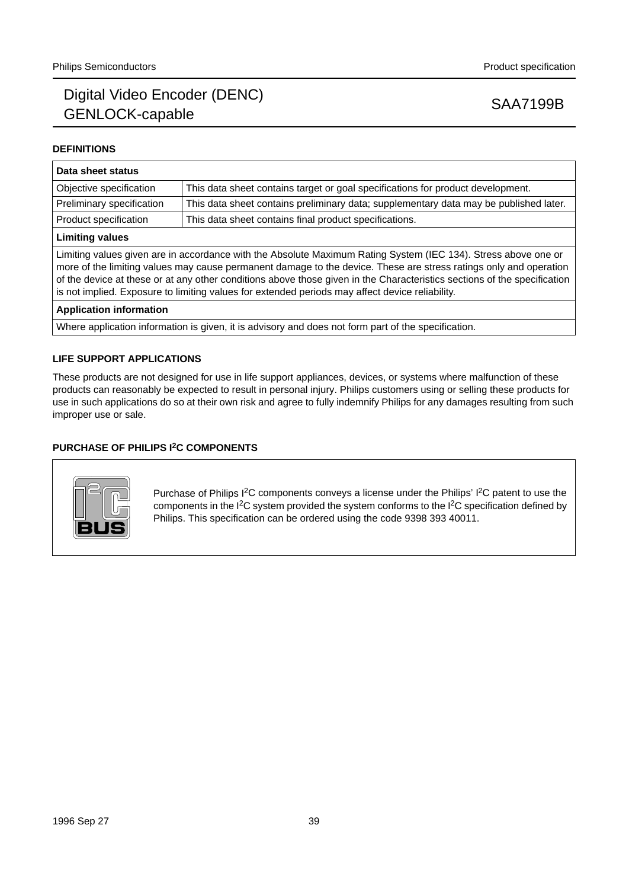## DEFINITIONS

| | |
|---|---|
| **Data sheet status** | |
| Objective specification | This data sheet contains target or goal specifications for product development. |
| Preliminary specification | This data sheet contains preliminary data; supplementary data may be published later. |
| Product specification | This data sheet contains final product specifications. |
| **Limiting values** | |
| Limiting values given are in accordance with the Absolute Maximum Rating System (IEC 134). Stress above one or more of the limiting values may cause permanent damage to the device. These are stress ratings only and operation of the device at these or at any other conditions above those given in the Characteristics sections of the specification is not implied. Exposure to limiting values for extended periods may affect device reliability. | |
| **Application information** | |
| Where application information is given, it is advisory and does not form part of the specification. | |

## LIFE SUPPORT APPLICATIONS

These products are not designed for use in life support appliances, devices, or systems where malfunction of these products can reasonably be expected to result in personal injury. Philips customers using or selling these products for use in such applications do so at their own risk and agree to fully indemnify Philips for any damages resulting from such improper use or sale.

## PURCHASE OF PHILIPS I$^2$C COMPONENTS

Purchase of Philips I$^2$C components conveys a license under the Philips' I$^2$C patent to use the components in the I$^2$C system provided the system conforms to the I$^2$C specification defined by Philips. This specification can be ordered using the code 9398 393 40011.